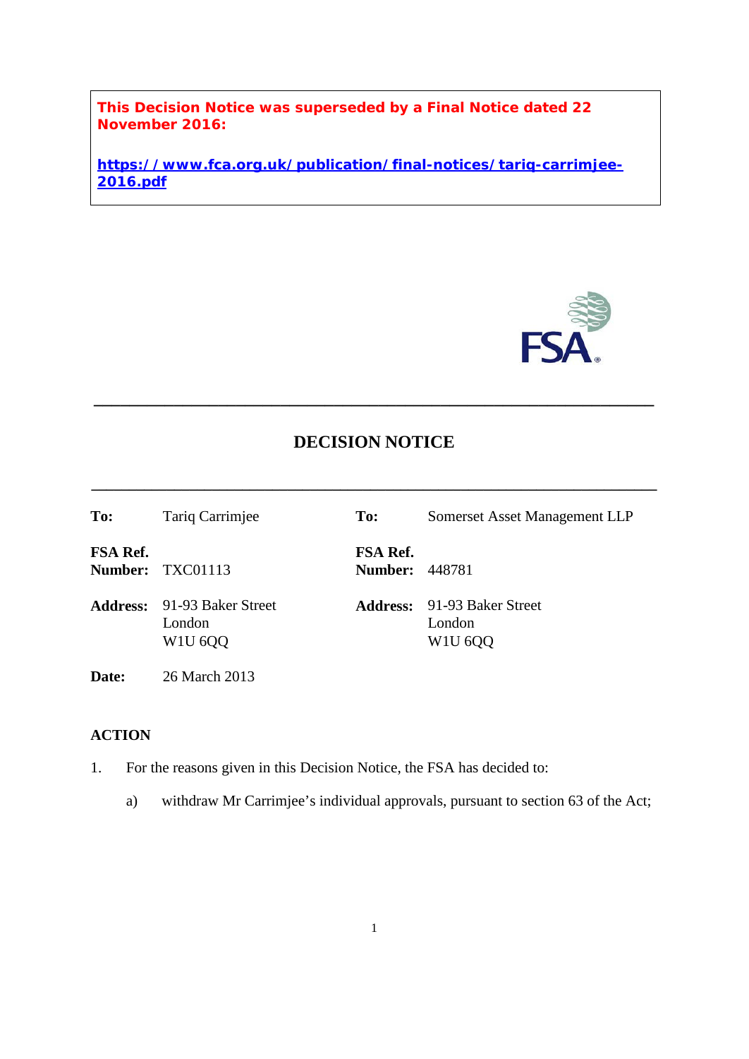**This Decision Notice was superseded by a Final Notice dated 22 November 2016:**

**https://www.fca.org.uk/publication/final-notices/tariq-carrimjee-2016.pdf**

---

# DECISION NOTICE

---

| | | | |
|---|---|---|---|
| **To:** | Tariq Carrimjee | **To:** | Somerset Asset Management LLP |
| **FSA Ref. Number:** | TXC01113 | **FSA Ref. Number:** | 448781 |
| **Address:** | 91-93 Baker Street<br>London<br>W1U 6QQ | **Address:** | 91-93 Baker Street<br>London<br>W1U 6QQ |
| **Date:** | 26 March 2013 | | |

## ACTION

1. For the reasons given in this Decision Notice, the FSA has decided to:

   a) withdraw Mr Carrimjee's individual approvals, pursuant to section 63 of the Act;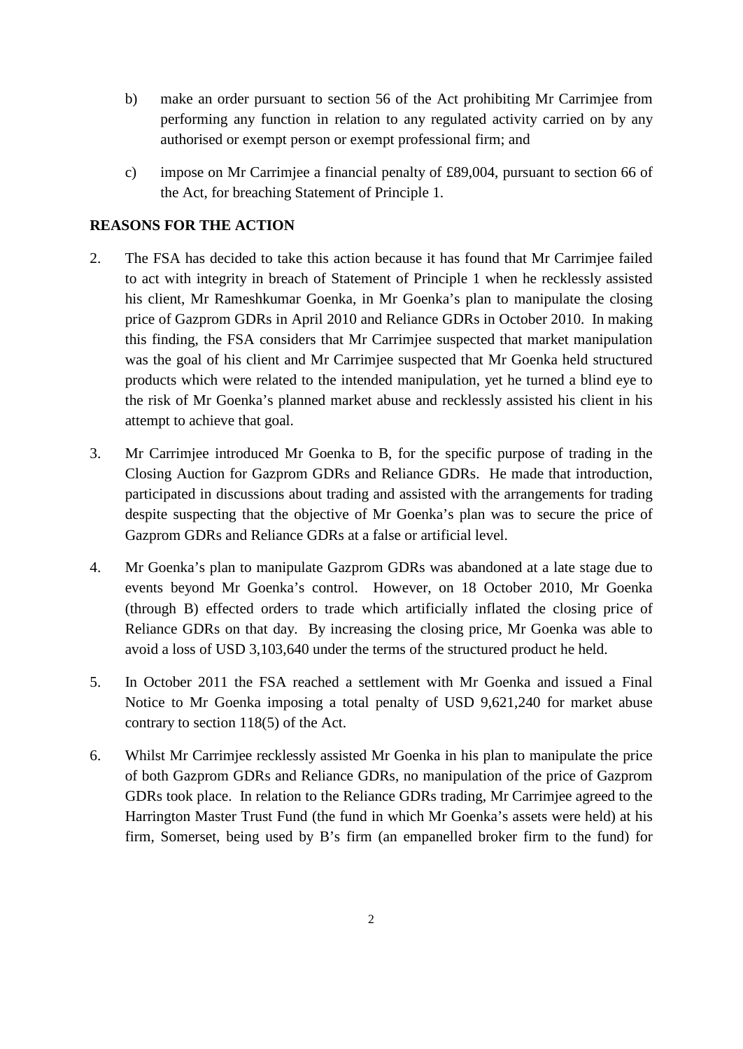b) make an order pursuant to section 56 of the Act prohibiting Mr Carrimjee from performing any function in relation to any regulated activity carried on by any authorised or exempt person or exempt professional firm; and

c) impose on Mr Carrimjee a financial penalty of £89,004, pursuant to section 66 of the Act, for breaching Statement of Principle 1.

**REASONS FOR THE ACTION**

2. The FSA has decided to take this action because it has found that Mr Carrimjee failed to act with integrity in breach of Statement of Principle 1 when he recklessly assisted his client, Mr Rameshkumar Goenka, in Mr Goenka's plan to manipulate the closing price of Gazprom GDRs in April 2010 and Reliance GDRs in October 2010. In making this finding, the FSA considers that Mr Carrimjee suspected that market manipulation was the goal of his client and Mr Carrimjee suspected that Mr Goenka held structured products which were related to the intended manipulation, yet he turned a blind eye to the risk of Mr Goenka's planned market abuse and recklessly assisted his client in his attempt to achieve that goal.

3. Mr Carrimjee introduced Mr Goenka to B, for the specific purpose of trading in the Closing Auction for Gazprom GDRs and Reliance GDRs. He made that introduction, participated in discussions about trading and assisted with the arrangements for trading despite suspecting that the objective of Mr Goenka's plan was to secure the price of Gazprom GDRs and Reliance GDRs at a false or artificial level.

4. Mr Goenka's plan to manipulate Gazprom GDRs was abandoned at a late stage due to events beyond Mr Goenka's control. However, on 18 October 2010, Mr Goenka (through B) effected orders to trade which artificially inflated the closing price of Reliance GDRs on that day. By increasing the closing price, Mr Goenka was able to avoid a loss of USD 3,103,640 under the terms of the structured product he held.

5. In October 2011 the FSA reached a settlement with Mr Goenka and issued a Final Notice to Mr Goenka imposing a total penalty of USD 9,621,240 for market abuse contrary to section 118(5) of the Act.

6. Whilst Mr Carrimjee recklessly assisted Mr Goenka in his plan to manipulate the price of both Gazprom GDRs and Reliance GDRs, no manipulation of the price of Gazprom GDRs took place. In relation to the Reliance GDRs trading, Mr Carrimjee agreed to the Harrington Master Trust Fund (the fund in which Mr Goenka's assets were held) at his firm, Somerset, being used by B's firm (an empanelled broker firm to the fund) for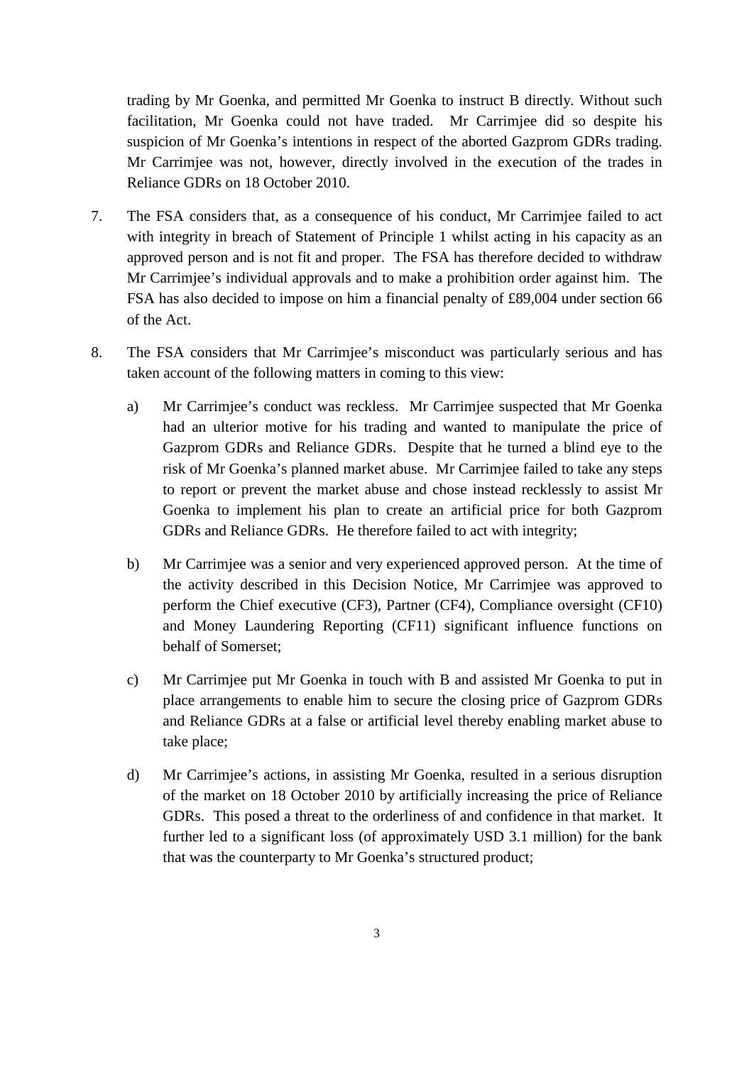trading by Mr Goenka, and permitted Mr Goenka to instruct B directly. Without such facilitation, Mr Goenka could not have traded. Mr Carrimjee did so despite his suspicion of Mr Goenka's intentions in respect of the aborted Gazprom GDRs trading. Mr Carrimjee was not, however, directly involved in the execution of the trades in Reliance GDRs on 18 October 2010.

7. The FSA considers that, as a consequence of his conduct, Mr Carrimjee failed to act with integrity in breach of Statement of Principle 1 whilst acting in his capacity as an approved person and is not fit and proper. The FSA has therefore decided to withdraw Mr Carrimjee's individual approvals and to make a prohibition order against him. The FSA has also decided to impose on him a financial penalty of £89,004 under section 66 of the Act.

8. The FSA considers that Mr Carrimjee's misconduct was particularly serious and has taken account of the following matters in coming to this view:

   a) Mr Carrimjee's conduct was reckless. Mr Carrimjee suspected that Mr Goenka had an ulterior motive for his trading and wanted to manipulate the price of Gazprom GDRs and Reliance GDRs. Despite that he turned a blind eye to the risk of Mr Goenka's planned market abuse. Mr Carrimjee failed to take any steps to report or prevent the market abuse and chose instead recklessly to assist Mr Goenka to implement his plan to create an artificial price for both Gazprom GDRs and Reliance GDRs. He therefore failed to act with integrity;

   b) Mr Carrimjee was a senior and very experienced approved person. At the time of the activity described in this Decision Notice, Mr Carrimjee was approved to perform the Chief executive (CF3), Partner (CF4), Compliance oversight (CF10) and Money Laundering Reporting (CF11) significant influence functions on behalf of Somerset;

   c) Mr Carrimjee put Mr Goenka in touch with B and assisted Mr Goenka to put in place arrangements to enable him to secure the closing price of Gazprom GDRs and Reliance GDRs at a false or artificial level thereby enabling market abuse to take place;

   d) Mr Carrimjee's actions, in assisting Mr Goenka, resulted in a serious disruption of the market on 18 October 2010 by artificially increasing the price of Reliance GDRs. This posed a threat to the orderliness of and confidence in that market. It further led to a significant loss (of approximately USD 3.1 million) for the bank that was the counterparty to Mr Goenka's structured product;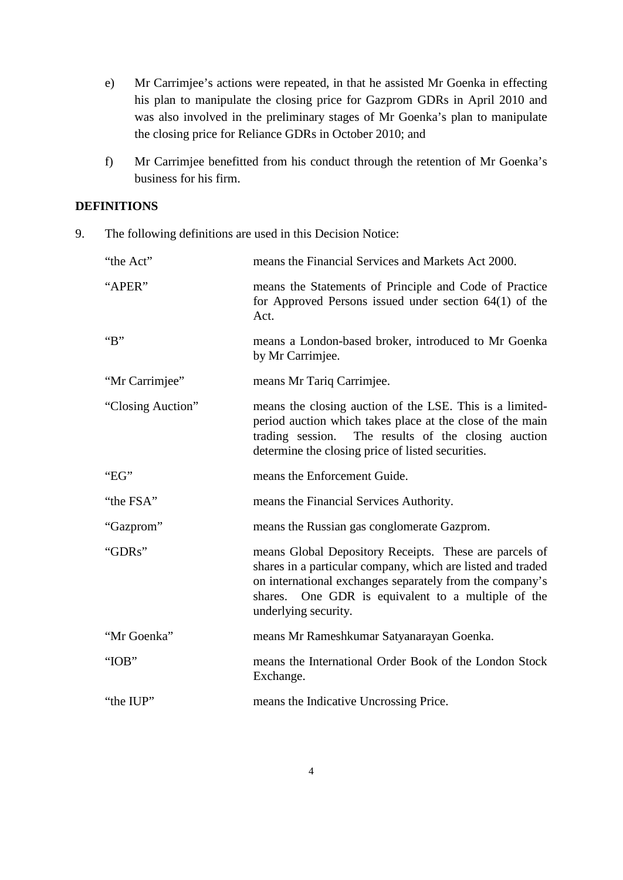e) Mr Carrimjee's actions were repeated, in that he assisted Mr Goenka in effecting his plan to manipulate the closing price for Gazprom GDRs in April 2010 and was also involved in the preliminary stages of Mr Goenka's plan to manipulate the closing price for Reliance GDRs in October 2010; and

f) Mr Carrimjee benefitted from his conduct through the retention of Mr Goenka's business for his firm.

## DEFINITIONS

9. The following definitions are used in this Decision Notice:

| | |
|---|---|
| "the Act" | means the Financial Services and Markets Act 2000. |
| "APER" | means the Statements of Principle and Code of Practice for Approved Persons issued under section 64(1) of the Act. |
| "B" | means a London-based broker, introduced to Mr Goenka by Mr Carrimjee. |
| "Mr Carrimjee" | means Mr Tariq Carrimjee. |
| "Closing Auction" | means the closing auction of the LSE. This is a limited-period auction which takes place at the close of the main trading session. The results of the closing auction determine the closing price of listed securities. |
| "EG" | means the Enforcement Guide. |
| "the FSA" | means the Financial Services Authority. |
| "Gazprom" | means the Russian gas conglomerate Gazprom. |
| "GDRs" | means Global Depository Receipts. These are parcels of shares in a particular company, which are listed and traded on international exchanges separately from the company's shares. One GDR is equivalent to a multiple of the underlying security. |
| "Mr Goenka" | means Mr Rameshkumar Satyanarayan Goenka. |
| "IOB" | means the International Order Book of the London Stock Exchange. |
| "the IUP" | means the Indicative Uncrossing Price. |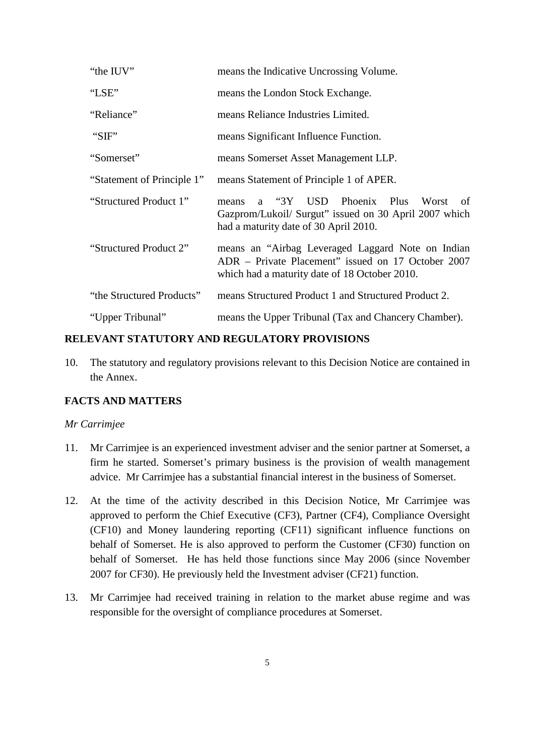| | |
|---|---|
| "the IUV" | means the Indicative Uncrossing Volume. |
| "LSE" | means the London Stock Exchange. |
| "Reliance" | means Reliance Industries Limited. |
| "SIF" | means Significant Influence Function. |
| "Somerset" | means Somerset Asset Management LLP. |
| "Statement of Principle 1" | means Statement of Principle 1 of APER. |
| "Structured Product 1" | means a "3Y USD Phoenix Plus Worst of Gazprom/Lukoil/ Surgut" issued on 30 April 2007 which had a maturity date of 30 April 2010. |
| "Structured Product 2" | means an "Airbag Leveraged Laggard Note on Indian ADR – Private Placement" issued on 17 October 2007 which had a maturity date of 18 October 2010. |
| "the Structured Products" | means Structured Product 1 and Structured Product 2. |
| "Upper Tribunal" | means the Upper Tribunal (Tax and Chancery Chamber). |

## RELEVANT STATUTORY AND REGULATORY PROVISIONS

10. The statutory and regulatory provisions relevant to this Decision Notice are contained in the Annex.

## FACTS AND MATTERS

*Mr Carrimjee*

11. Mr Carrimjee is an experienced investment adviser and the senior partner at Somerset, a firm he started. Somerset's primary business is the provision of wealth management advice. Mr Carrimjee has a substantial financial interest in the business of Somerset.

12. At the time of the activity described in this Decision Notice, Mr Carrimjee was approved to perform the Chief Executive (CF3), Partner (CF4), Compliance Oversight (CF10) and Money laundering reporting (CF11) significant influence functions on behalf of Somerset. He is also approved to perform the Customer (CF30) function on behalf of Somerset. He has held those functions since May 2006 (since November 2007 for CF30). He previously held the Investment adviser (CF21) function.

13. Mr Carrimjee had received training in relation to the market abuse regime and was responsible for the oversight of compliance procedures at Somerset.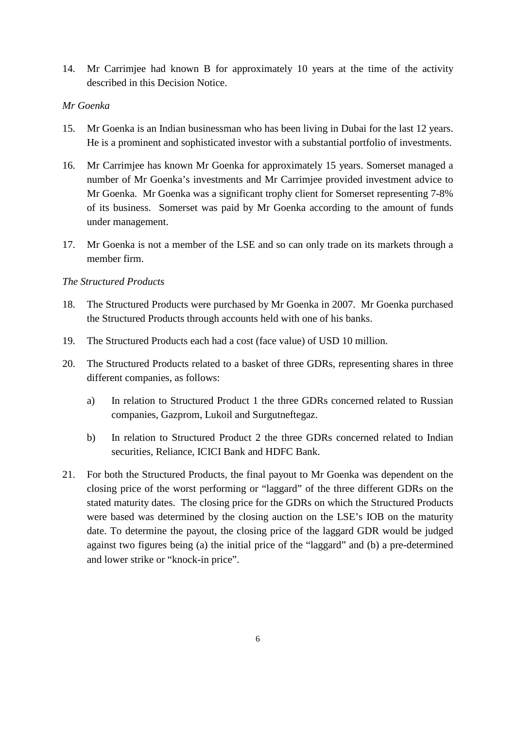14. Mr Carrimjee had known B for approximately 10 years at the time of the activity described in this Decision Notice.

*Mr Goenka*

15. Mr Goenka is an Indian businessman who has been living in Dubai for the last 12 years. He is a prominent and sophisticated investor with a substantial portfolio of investments.

16. Mr Carrimjee has known Mr Goenka for approximately 15 years. Somerset managed a number of Mr Goenka's investments and Mr Carrimjee provided investment advice to Mr Goenka. Mr Goenka was a significant trophy client for Somerset representing 7-8% of its business. Somerset was paid by Mr Goenka according to the amount of funds under management.

17. Mr Goenka is not a member of the LSE and so can only trade on its markets through a member firm.

*The Structured Products*

18. The Structured Products were purchased by Mr Goenka in 2007. Mr Goenka purchased the Structured Products through accounts held with one of his banks.

19. The Structured Products each had a cost (face value) of USD 10 million.

20. The Structured Products related to a basket of three GDRs, representing shares in three different companies, as follows:

    a) In relation to Structured Product 1 the three GDRs concerned related to Russian companies, Gazprom, Lukoil and Surgutneftegaz.

    b) In relation to Structured Product 2 the three GDRs concerned related to Indian securities, Reliance, ICICI Bank and HDFC Bank.

21. For both the Structured Products, the final payout to Mr Goenka was dependent on the closing price of the worst performing or "laggard" of the three different GDRs on the stated maturity dates. The closing price for the GDRs on which the Structured Products were based was determined by the closing auction on the LSE's IOB on the maturity date. To determine the payout, the closing price of the laggard GDR would be judged against two figures being (a) the initial price of the "laggard" and (b) a pre-determined and lower strike or "knock-in price".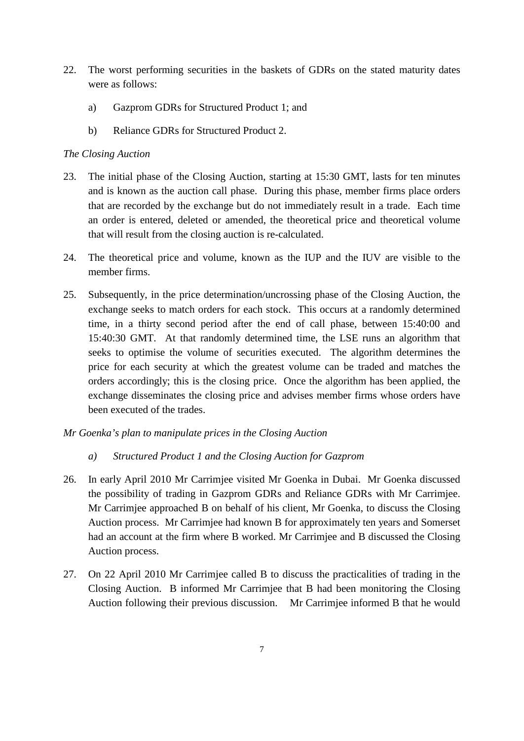22. The worst performing securities in the baskets of GDRs on the stated maturity dates were as follows:

    a) Gazprom GDRs for Structured Product 1; and

    b) Reliance GDRs for Structured Product 2.

*The Closing Auction*

23. The initial phase of the Closing Auction, starting at 15:30 GMT, lasts for ten minutes and is known as the auction call phase. During this phase, member firms place orders that are recorded by the exchange but do not immediately result in a trade. Each time an order is entered, deleted or amended, the theoretical price and theoretical volume that will result from the closing auction is re-calculated.

24. The theoretical price and volume, known as the IUP and the IUV are visible to the member firms.

25. Subsequently, in the price determination/uncrossing phase of the Closing Auction, the exchange seeks to match orders for each stock. This occurs at a randomly determined time, in a thirty second period after the end of call phase, between 15:40:00 and 15:40:30 GMT. At that randomly determined time, the LSE runs an algorithm that seeks to optimise the volume of securities executed. The algorithm determines the price for each security at which the greatest volume can be traded and matches the orders accordingly; this is the closing price. Once the algorithm has been applied, the exchange disseminates the closing price and advises member firms whose orders have been executed of the trades.

*Mr Goenka's plan to manipulate prices in the Closing Auction*

*a) Structured Product 1 and the Closing Auction for Gazprom*

26. In early April 2010 Mr Carrimjee visited Mr Goenka in Dubai. Mr Goenka discussed the possibility of trading in Gazprom GDRs and Reliance GDRs with Mr Carrimjee. Mr Carrimjee approached B on behalf of his client, Mr Goenka, to discuss the Closing Auction process. Mr Carrimjee had known B for approximately ten years and Somerset had an account at the firm where B worked. Mr Carrimjee and B discussed the Closing Auction process.

27. On 22 April 2010 Mr Carrimjee called B to discuss the practicalities of trading in the Closing Auction. B informed Mr Carrimjee that B had been monitoring the Closing Auction following their previous discussion. Mr Carrimjee informed B that he would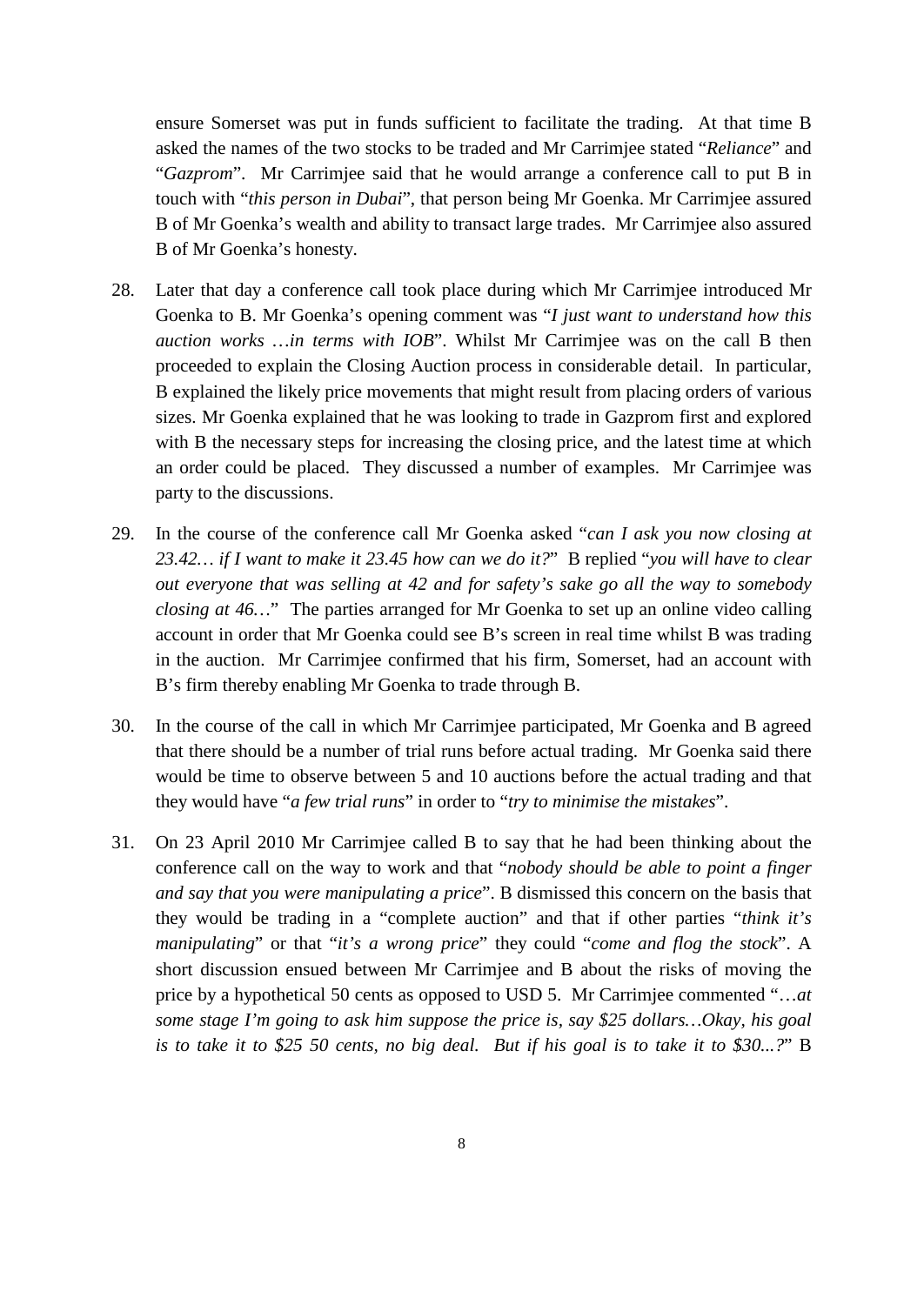ensure Somerset was put in funds sufficient to facilitate the trading. At that time B asked the names of the two stocks to be traded and Mr Carrimjee stated "*Reliance*" and "*Gazprom*". Mr Carrimjee said that he would arrange a conference call to put B in touch with "*this person in Dubai*", that person being Mr Goenka. Mr Carrimjee assured B of Mr Goenka's wealth and ability to transact large trades. Mr Carrimjee also assured B of Mr Goenka's honesty.

28. Later that day a conference call took place during which Mr Carrimjee introduced Mr Goenka to B. Mr Goenka's opening comment was "*I just want to understand how this auction works …in terms with IOB*". Whilst Mr Carrimjee was on the call B then proceeded to explain the Closing Auction process in considerable detail. In particular, B explained the likely price movements that might result from placing orders of various sizes. Mr Goenka explained that he was looking to trade in Gazprom first and explored with B the necessary steps for increasing the closing price, and the latest time at which an order could be placed. They discussed a number of examples. Mr Carrimjee was party to the discussions.

29. In the course of the conference call Mr Goenka asked "*can I ask you now closing at 23.42… if I want to make it 23.45 how can we do it?*" B replied "*you will have to clear out everyone that was selling at 42 and for safety's sake go all the way to somebody closing at 46…*" The parties arranged for Mr Goenka to set up an online video calling account in order that Mr Goenka could see B's screen in real time whilst B was trading in the auction. Mr Carrimjee confirmed that his firm, Somerset, had an account with B's firm thereby enabling Mr Goenka to trade through B.

30. In the course of the call in which Mr Carrimjee participated, Mr Goenka and B agreed that there should be a number of trial runs before actual trading. Mr Goenka said there would be time to observe between 5 and 10 auctions before the actual trading and that they would have "*a few trial runs*" in order to "*try to minimise the mistakes*".

31. On 23 April 2010 Mr Carrimjee called B to say that he had been thinking about the conference call on the way to work and that "*nobody should be able to point a finger and say that you were manipulating a price*". B dismissed this concern on the basis that they would be trading in a "complete auction" and that if other parties "*think it's manipulating*" or that "*it's a wrong price*" they could "*come and flog the stock*". A short discussion ensued between Mr Carrimjee and B about the risks of moving the price by a hypothetical 50 cents as opposed to USD 5. Mr Carrimjee commented "*…at some stage I'm going to ask him suppose the price is, say $25 dollars…Okay, his goal is to take it to $25 50 cents, no big deal. But if his goal is to take it to $30...?*" B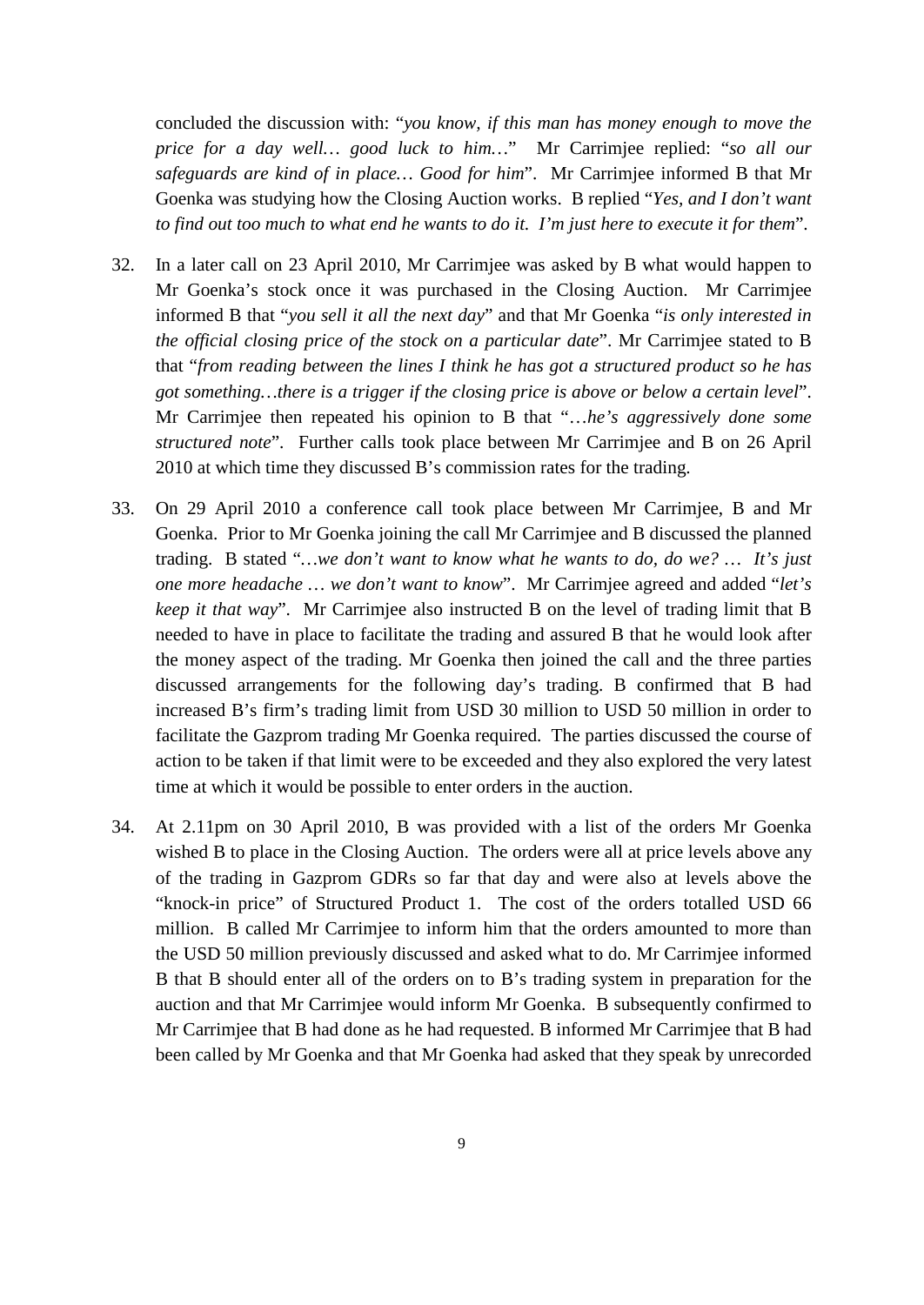concluded the discussion with: "*you know, if this man has money enough to move the price for a day well… good luck to him…*" Mr Carrimjee replied: "*so all our safeguards are kind of in place… Good for him*". Mr Carrimjee informed B that Mr Goenka was studying how the Closing Auction works. B replied "*Yes, and I don't want to find out too much to what end he wants to do it. I'm just here to execute it for them*".

32. In a later call on 23 April 2010, Mr Carrimjee was asked by B what would happen to Mr Goenka's stock once it was purchased in the Closing Auction. Mr Carrimjee informed B that "*you sell it all the next day*" and that Mr Goenka "*is only interested in the official closing price of the stock on a particular date*". Mr Carrimjee stated to B that "*from reading between the lines I think he has got a structured product so he has got something…there is a trigger if the closing price is above or below a certain level*". Mr Carrimjee then repeated his opinion to B that "*…he's aggressively done some structured note*". Further calls took place between Mr Carrimjee and B on 26 April 2010 at which time they discussed B's commission rates for the trading.

33. On 29 April 2010 a conference call took place between Mr Carrimjee, B and Mr Goenka. Prior to Mr Goenka joining the call Mr Carrimjee and B discussed the planned trading. B stated "*…we don't want to know what he wants to do, do we? … It's just one more headache … we don't want to know*". Mr Carrimjee agreed and added "*let's keep it that way*". Mr Carrimjee also instructed B on the level of trading limit that B needed to have in place to facilitate the trading and assured B that he would look after the money aspect of the trading. Mr Goenka then joined the call and the three parties discussed arrangements for the following day's trading. B confirmed that B had increased B's firm's trading limit from USD 30 million to USD 50 million in order to facilitate the Gazprom trading Mr Goenka required. The parties discussed the course of action to be taken if that limit were to be exceeded and they also explored the very latest time at which it would be possible to enter orders in the auction.

34. At 2.11pm on 30 April 2010, B was provided with a list of the orders Mr Goenka wished B to place in the Closing Auction. The orders were all at price levels above any of the trading in Gazprom GDRs so far that day and were also at levels above the "knock-in price" of Structured Product 1. The cost of the orders totalled USD 66 million. B called Mr Carrimjee to inform him that the orders amounted to more than the USD 50 million previously discussed and asked what to do. Mr Carrimjee informed B that B should enter all of the orders on to B's trading system in preparation for the auction and that Mr Carrimjee would inform Mr Goenka. B subsequently confirmed to Mr Carrimjee that B had done as he had requested. B informed Mr Carrimjee that B had been called by Mr Goenka and that Mr Goenka had asked that they speak by unrecorded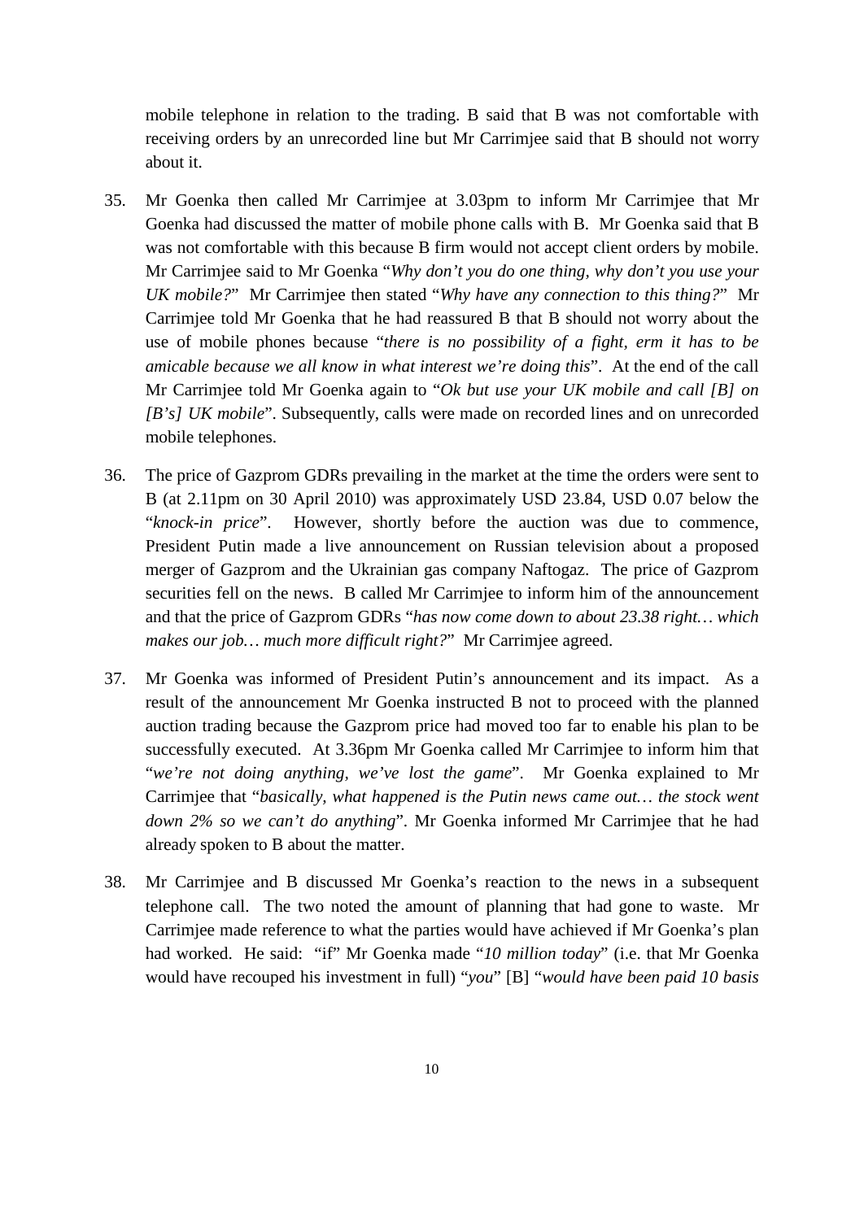mobile telephone in relation to the trading. B said that B was not comfortable with receiving orders by an unrecorded line but Mr Carrimjee said that B should not worry about it.

35. Mr Goenka then called Mr Carrimjee at 3.03pm to inform Mr Carrimjee that Mr Goenka had discussed the matter of mobile phone calls with B. Mr Goenka said that B was not comfortable with this because B firm would not accept client orders by mobile. Mr Carrimjee said to Mr Goenka "*Why don't you do one thing, why don't you use your UK mobile?*" Mr Carrimjee then stated "*Why have any connection to this thing?*" Mr Carrimjee told Mr Goenka that he had reassured B that B should not worry about the use of mobile phones because "*there is no possibility of a fight, erm it has to be amicable because we all know in what interest we're doing this*". At the end of the call Mr Carrimjee told Mr Goenka again to "*Ok but use your UK mobile and call [B] on [B's] UK mobile*". Subsequently, calls were made on recorded lines and on unrecorded mobile telephones.

36. The price of Gazprom GDRs prevailing in the market at the time the orders were sent to B (at 2.11pm on 30 April 2010) was approximately USD 23.84, USD 0.07 below the "*knock-in price*". However, shortly before the auction was due to commence, President Putin made a live announcement on Russian television about a proposed merger of Gazprom and the Ukrainian gas company Naftogaz. The price of Gazprom securities fell on the news. B called Mr Carrimjee to inform him of the announcement and that the price of Gazprom GDRs "*has now come down to about 23.38 right… which makes our job… much more difficult right?*" Mr Carrimjee agreed.

37. Mr Goenka was informed of President Putin's announcement and its impact. As a result of the announcement Mr Goenka instructed B not to proceed with the planned auction trading because the Gazprom price had moved too far to enable his plan to be successfully executed. At 3.36pm Mr Goenka called Mr Carrimjee to inform him that "*we're not doing anything, we've lost the game*". Mr Goenka explained to Mr Carrimjee that "*basically, what happened is the Putin news came out… the stock went down 2% so we can't do anything*". Mr Goenka informed Mr Carrimjee that he had already spoken to B about the matter.

38. Mr Carrimjee and B discussed Mr Goenka's reaction to the news in a subsequent telephone call. The two noted the amount of planning that had gone to waste. Mr Carrimjee made reference to what the parties would have achieved if Mr Goenka's plan had worked. He said: "if" Mr Goenka made "*10 million today*" (i.e. that Mr Goenka would have recouped his investment in full) "*you*" [B] "*would have been paid 10 basis*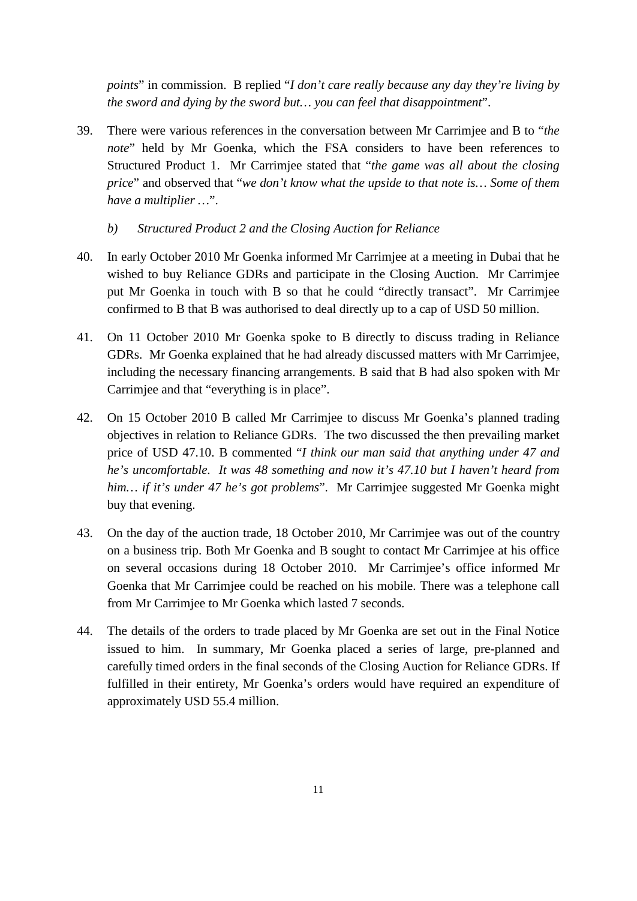*points*" in commission. B replied "*I don't care really because any day they're living by the sword and dying by the sword but… you can feel that disappointment*".

39. There were various references in the conversation between Mr Carrimjee and B to "*the note*" held by Mr Goenka, which the FSA considers to have been references to Structured Product 1. Mr Carrimjee stated that "*the game was all about the closing price*" and observed that "*we don't know what the upside to that note is… Some of them have a multiplier …*".

*b) Structured Product 2 and the Closing Auction for Reliance*

40. In early October 2010 Mr Goenka informed Mr Carrimjee at a meeting in Dubai that he wished to buy Reliance GDRs and participate in the Closing Auction. Mr Carrimjee put Mr Goenka in touch with B so that he could "directly transact". Mr Carrimjee confirmed to B that B was authorised to deal directly up to a cap of USD 50 million.

41. On 11 October 2010 Mr Goenka spoke to B directly to discuss trading in Reliance GDRs. Mr Goenka explained that he had already discussed matters with Mr Carrimjee, including the necessary financing arrangements. B said that B had also spoken with Mr Carrimjee and that "everything is in place".

42. On 15 October 2010 B called Mr Carrimjee to discuss Mr Goenka's planned trading objectives in relation to Reliance GDRs. The two discussed the then prevailing market price of USD 47.10. B commented "*I think our man said that anything under 47 and he's uncomfortable. It was 48 something and now it's 47.10 but I haven't heard from him… if it's under 47 he's got problems*". Mr Carrimjee suggested Mr Goenka might buy that evening.

43. On the day of the auction trade, 18 October 2010, Mr Carrimjee was out of the country on a business trip. Both Mr Goenka and B sought to contact Mr Carrimjee at his office on several occasions during 18 October 2010. Mr Carrimjee's office informed Mr Goenka that Mr Carrimjee could be reached on his mobile. There was a telephone call from Mr Carrimjee to Mr Goenka which lasted 7 seconds.

44. The details of the orders to trade placed by Mr Goenka are set out in the Final Notice issued to him. In summary, Mr Goenka placed a series of large, pre-planned and carefully timed orders in the final seconds of the Closing Auction for Reliance GDRs. If fulfilled in their entirety, Mr Goenka's orders would have required an expenditure of approximately USD 55.4 million.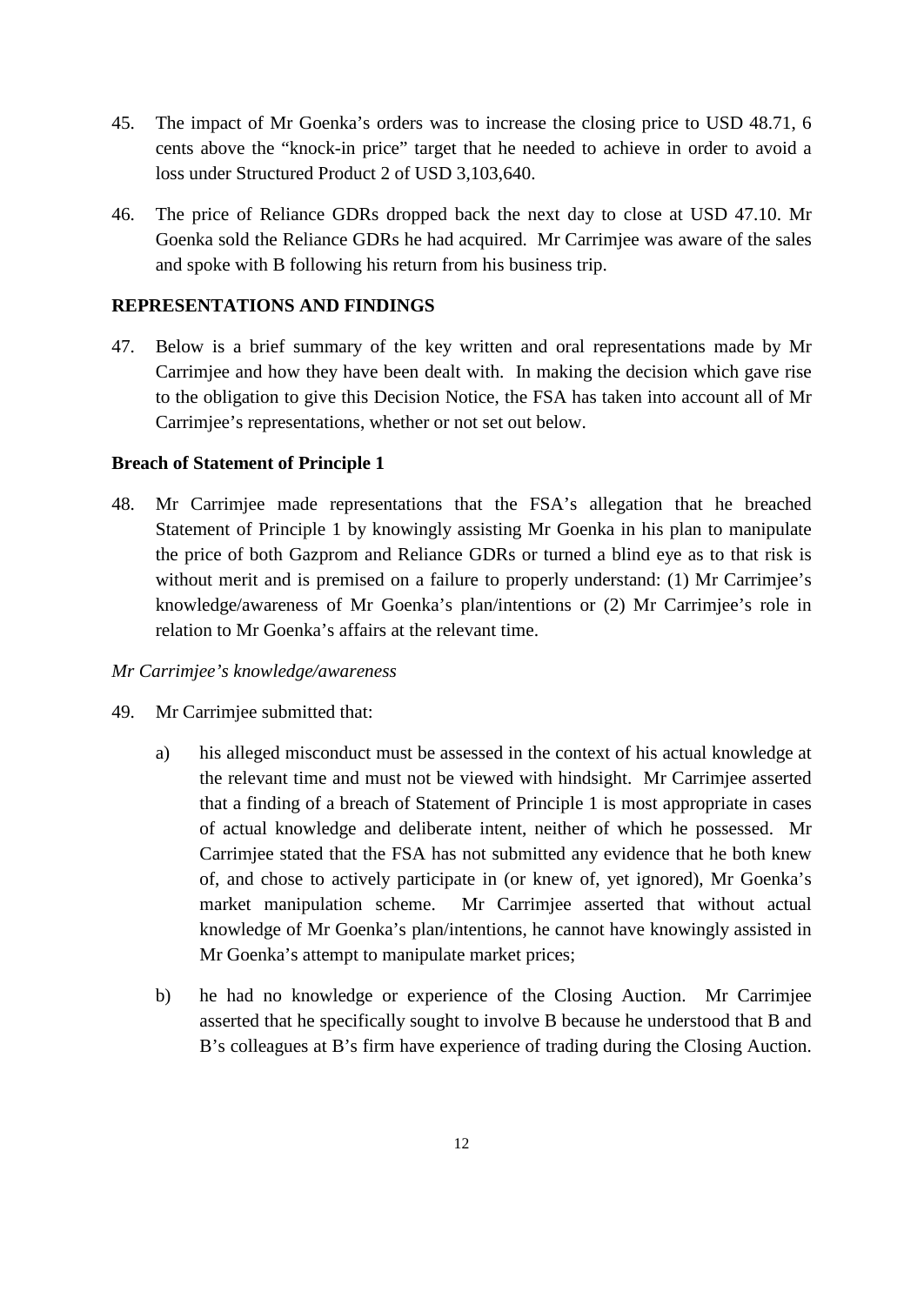45. The impact of Mr Goenka's orders was to increase the closing price to USD 48.71, 6 cents above the "knock-in price" target that he needed to achieve in order to avoid a loss under Structured Product 2 of USD 3,103,640.

46. The price of Reliance GDRs dropped back the next day to close at USD 47.10. Mr Goenka sold the Reliance GDRs he had acquired. Mr Carrimjee was aware of the sales and spoke with B following his return from his business trip.

## REPRESENTATIONS AND FINDINGS

47. Below is a brief summary of the key written and oral representations made by Mr Carrimjee and how they have been dealt with. In making the decision which gave rise to the obligation to give this Decision Notice, the FSA has taken into account all of Mr Carrimjee's representations, whether or not set out below.

### Breach of Statement of Principle 1

48. Mr Carrimjee made representations that the FSA's allegation that he breached Statement of Principle 1 by knowingly assisting Mr Goenka in his plan to manipulate the price of both Gazprom and Reliance GDRs or turned a blind eye as to that risk is without merit and is premised on a failure to properly understand: (1) Mr Carrimjee's knowledge/awareness of Mr Goenka's plan/intentions or (2) Mr Carrimjee's role in relation to Mr Goenka's affairs at the relevant time.

*Mr Carrimjee's knowledge/awareness*

49. Mr Carrimjee submitted that:

   a) his alleged misconduct must be assessed in the context of his actual knowledge at the relevant time and must not be viewed with hindsight. Mr Carrimjee asserted that a finding of a breach of Statement of Principle 1 is most appropriate in cases of actual knowledge and deliberate intent, neither of which he possessed. Mr Carrimjee stated that the FSA has not submitted any evidence that he both knew of, and chose to actively participate in (or knew of, yet ignored), Mr Goenka's market manipulation scheme. Mr Carrimjee asserted that without actual knowledge of Mr Goenka's plan/intentions, he cannot have knowingly assisted in Mr Goenka's attempt to manipulate market prices;

   b) he had no knowledge or experience of the Closing Auction. Mr Carrimjee asserted that he specifically sought to involve B because he understood that B and B's colleagues at B's firm have experience of trading during the Closing Auction.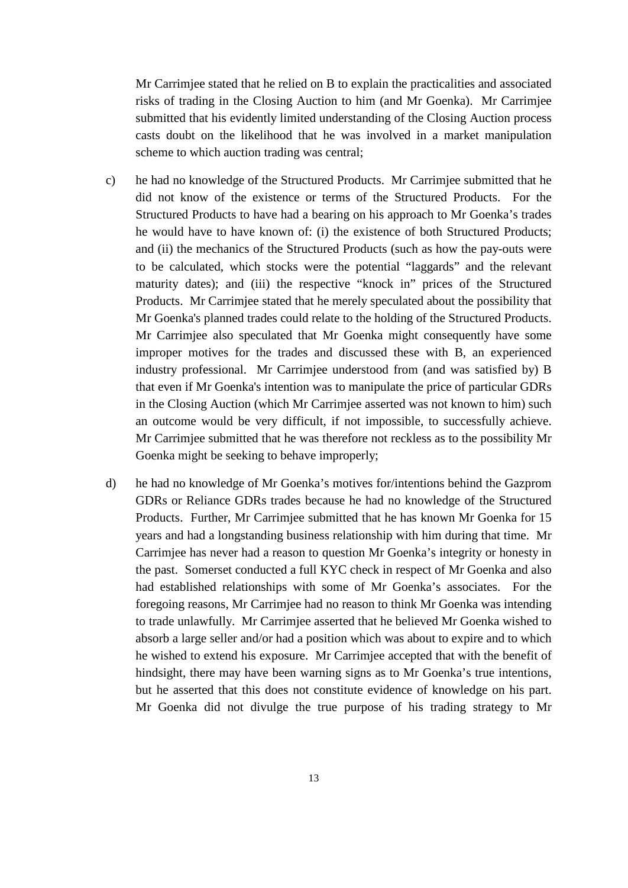Mr Carrimjee stated that he relied on B to explain the practicalities and associated risks of trading in the Closing Auction to him (and Mr Goenka). Mr Carrimjee submitted that his evidently limited understanding of the Closing Auction process casts doubt on the likelihood that he was involved in a market manipulation scheme to which auction trading was central;

c) he had no knowledge of the Structured Products. Mr Carrimjee submitted that he did not know of the existence or terms of the Structured Products. For the Structured Products to have had a bearing on his approach to Mr Goenka's trades he would have to have known of: (i) the existence of both Structured Products; and (ii) the mechanics of the Structured Products (such as how the pay-outs were to be calculated, which stocks were the potential "laggards" and the relevant maturity dates); and (iii) the respective "knock in" prices of the Structured Products. Mr Carrimjee stated that he merely speculated about the possibility that Mr Goenka's planned trades could relate to the holding of the Structured Products. Mr Carrimjee also speculated that Mr Goenka might consequently have some improper motives for the trades and discussed these with B, an experienced industry professional. Mr Carrimjee understood from (and was satisfied by) B that even if Mr Goenka's intention was to manipulate the price of particular GDRs in the Closing Auction (which Mr Carrimjee asserted was not known to him) such an outcome would be very difficult, if not impossible, to successfully achieve. Mr Carrimjee submitted that he was therefore not reckless as to the possibility Mr Goenka might be seeking to behave improperly;

d) he had no knowledge of Mr Goenka's motives for/intentions behind the Gazprom GDRs or Reliance GDRs trades because he had no knowledge of the Structured Products. Further, Mr Carrimjee submitted that he has known Mr Goenka for 15 years and had a longstanding business relationship with him during that time. Mr Carrimjee has never had a reason to question Mr Goenka's integrity or honesty in the past. Somerset conducted a full KYC check in respect of Mr Goenka and also had established relationships with some of Mr Goenka's associates. For the foregoing reasons, Mr Carrimjee had no reason to think Mr Goenka was intending to trade unlawfully. Mr Carrimjee asserted that he believed Mr Goenka wished to absorb a large seller and/or had a position which was about to expire and to which he wished to extend his exposure. Mr Carrimjee accepted that with the benefit of hindsight, there may have been warning signs as to Mr Goenka's true intentions, but he asserted that this does not constitute evidence of knowledge on his part. Mr Goenka did not divulge the true purpose of his trading strategy to Mr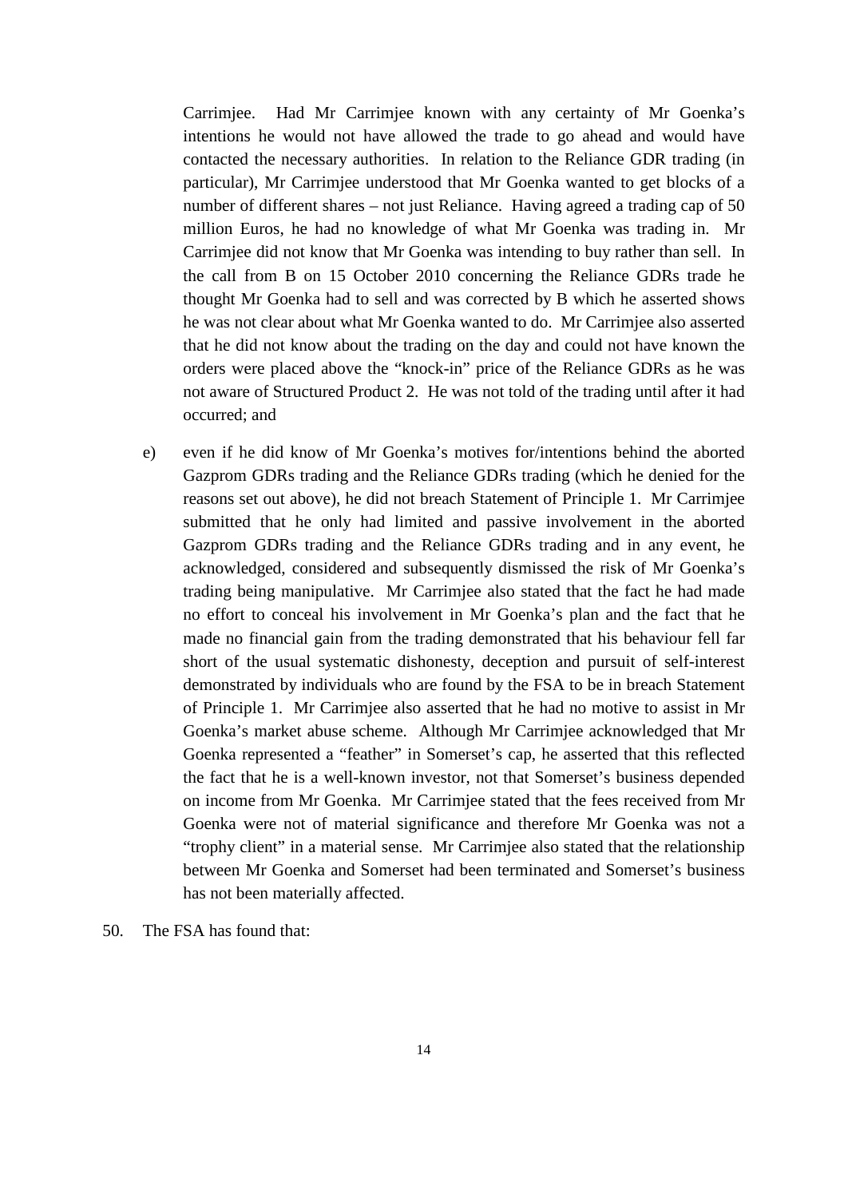Carrimjee. Had Mr Carrimjee known with any certainty of Mr Goenka's intentions he would not have allowed the trade to go ahead and would have contacted the necessary authorities. In relation to the Reliance GDR trading (in particular), Mr Carrimjee understood that Mr Goenka wanted to get blocks of a number of different shares – not just Reliance. Having agreed a trading cap of 50 million Euros, he had no knowledge of what Mr Goenka was trading in. Mr Carrimjee did not know that Mr Goenka was intending to buy rather than sell. In the call from B on 15 October 2010 concerning the Reliance GDRs trade he thought Mr Goenka had to sell and was corrected by B which he asserted shows he was not clear about what Mr Goenka wanted to do. Mr Carrimjee also asserted that he did not know about the trading on the day and could not have known the orders were placed above the "knock-in" price of the Reliance GDRs as he was not aware of Structured Product 2. He was not told of the trading until after it had occurred; and

e) even if he did know of Mr Goenka's motives for/intentions behind the aborted Gazprom GDRs trading and the Reliance GDRs trading (which he denied for the reasons set out above), he did not breach Statement of Principle 1. Mr Carrimjee submitted that he only had limited and passive involvement in the aborted Gazprom GDRs trading and the Reliance GDRs trading and in any event, he acknowledged, considered and subsequently dismissed the risk of Mr Goenka's trading being manipulative. Mr Carrimjee also stated that the fact he had made no effort to conceal his involvement in Mr Goenka's plan and the fact that he made no financial gain from the trading demonstrated that his behaviour fell far short of the usual systematic dishonesty, deception and pursuit of self-interest demonstrated by individuals who are found by the FSA to be in breach Statement of Principle 1. Mr Carrimjee also asserted that he had no motive to assist in Mr Goenka's market abuse scheme. Although Mr Carrimjee acknowledged that Mr Goenka represented a "feather" in Somerset's cap, he asserted that this reflected the fact that he is a well-known investor, not that Somerset's business depended on income from Mr Goenka. Mr Carrimjee stated that the fees received from Mr Goenka were not of material significance and therefore Mr Goenka was not a "trophy client" in a material sense. Mr Carrimjee also stated that the relationship between Mr Goenka and Somerset had been terminated and Somerset's business has not been materially affected.

50. The FSA has found that: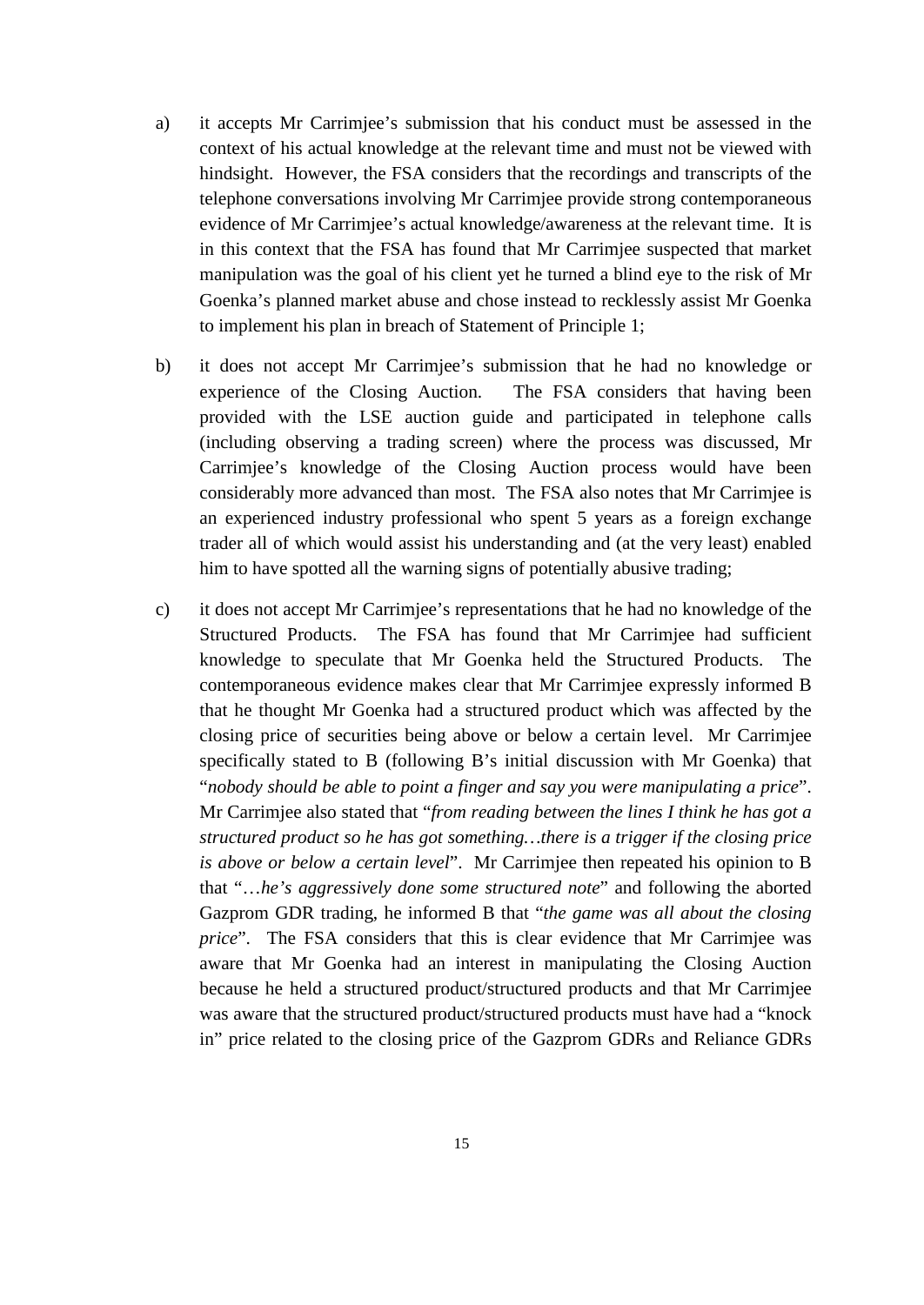a) it accepts Mr Carrimjee's submission that his conduct must be assessed in the context of his actual knowledge at the relevant time and must not be viewed with hindsight. However, the FSA considers that the recordings and transcripts of the telephone conversations involving Mr Carrimjee provide strong contemporaneous evidence of Mr Carrimjee's actual knowledge/awareness at the relevant time. It is in this context that the FSA has found that Mr Carrimjee suspected that market manipulation was the goal of his client yet he turned a blind eye to the risk of Mr Goenka's planned market abuse and chose instead to recklessly assist Mr Goenka to implement his plan in breach of Statement of Principle 1;

b) it does not accept Mr Carrimjee's submission that he had no knowledge or experience of the Closing Auction. The FSA considers that having been provided with the LSE auction guide and participated in telephone calls (including observing a trading screen) where the process was discussed, Mr Carrimjee's knowledge of the Closing Auction process would have been considerably more advanced than most. The FSA also notes that Mr Carrimjee is an experienced industry professional who spent 5 years as a foreign exchange trader all of which would assist his understanding and (at the very least) enabled him to have spotted all the warning signs of potentially abusive trading;

c) it does not accept Mr Carrimjee's representations that he had no knowledge of the Structured Products. The FSA has found that Mr Carrimjee had sufficient knowledge to speculate that Mr Goenka held the Structured Products. The contemporaneous evidence makes clear that Mr Carrimjee expressly informed B that he thought Mr Goenka had a structured product which was affected by the closing price of securities being above or below a certain level. Mr Carrimjee specifically stated to B (following B's initial discussion with Mr Goenka) that "*nobody should be able to point a finger and say you were manipulating a price*". Mr Carrimjee also stated that "*from reading between the lines I think he has got a structured product so he has got something…there is a trigger if the closing price is above or below a certain level*". Mr Carrimjee then repeated his opinion to B that "*…he's aggressively done some structured note*" and following the aborted Gazprom GDR trading, he informed B that "*the game was all about the closing price*". The FSA considers that this is clear evidence that Mr Carrimjee was aware that Mr Goenka had an interest in manipulating the Closing Auction because he held a structured product/structured products and that Mr Carrimjee was aware that the structured product/structured products must have had a "knock in" price related to the closing price of the Gazprom GDRs and Reliance GDRs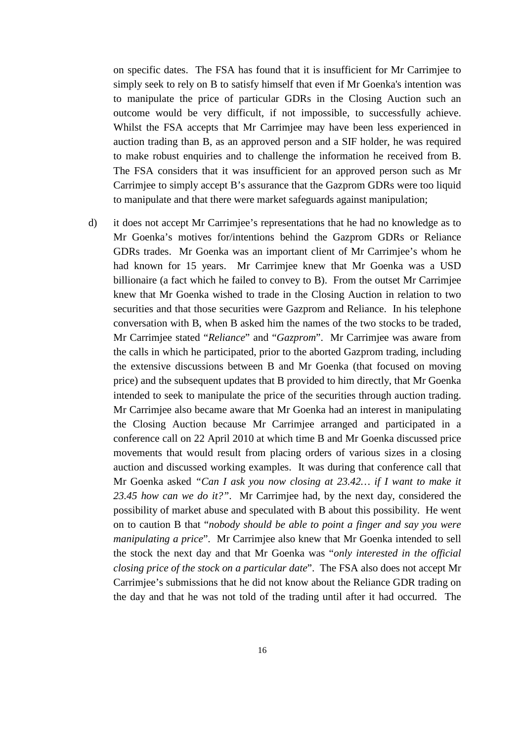on specific dates. The FSA has found that it is insufficient for Mr Carrimjee to simply seek to rely on B to satisfy himself that even if Mr Goenka's intention was to manipulate the price of particular GDRs in the Closing Auction such an outcome would be very difficult, if not impossible, to successfully achieve. Whilst the FSA accepts that Mr Carrimjee may have been less experienced in auction trading than B, as an approved person and a SIF holder, he was required to make robust enquiries and to challenge the information he received from B. The FSA considers that it was insufficient for an approved person such as Mr Carrimjee to simply accept B's assurance that the Gazprom GDRs were too liquid to manipulate and that there were market safeguards against manipulation;

d) it does not accept Mr Carrimjee's representations that he had no knowledge as to Mr Goenka's motives for/intentions behind the Gazprom GDRs or Reliance GDRs trades. Mr Goenka was an important client of Mr Carrimjee's whom he had known for 15 years. Mr Carrimjee knew that Mr Goenka was a USD billionaire (a fact which he failed to convey to B). From the outset Mr Carrimjee knew that Mr Goenka wished to trade in the Closing Auction in relation to two securities and that those securities were Gazprom and Reliance. In his telephone conversation with B, when B asked him the names of the two stocks to be traded, Mr Carrimjee stated "*Reliance*" and "*Gazprom*". Mr Carrimjee was aware from the calls in which he participated, prior to the aborted Gazprom trading, including the extensive discussions between B and Mr Goenka (that focused on moving price) and the subsequent updates that B provided to him directly, that Mr Goenka intended to seek to manipulate the price of the securities through auction trading. Mr Carrimjee also became aware that Mr Goenka had an interest in manipulating the Closing Auction because Mr Carrimjee arranged and participated in a conference call on 22 April 2010 at which time B and Mr Goenka discussed price movements that would result from placing orders of various sizes in a closing auction and discussed working examples. It was during that conference call that Mr Goenka asked *"Can I ask you now closing at 23.42… if I want to make it 23.45 how can we do it?"*. Mr Carrimjee had, by the next day, considered the possibility of market abuse and speculated with B about this possibility. He went on to caution B that "*nobody should be able to point a finger and say you were manipulating a price*". Mr Carrimjee also knew that Mr Goenka intended to sell the stock the next day and that Mr Goenka was "*only interested in the official closing price of the stock on a particular date*". The FSA also does not accept Mr Carrimjee's submissions that he did not know about the Reliance GDR trading on the day and that he was not told of the trading until after it had occurred. The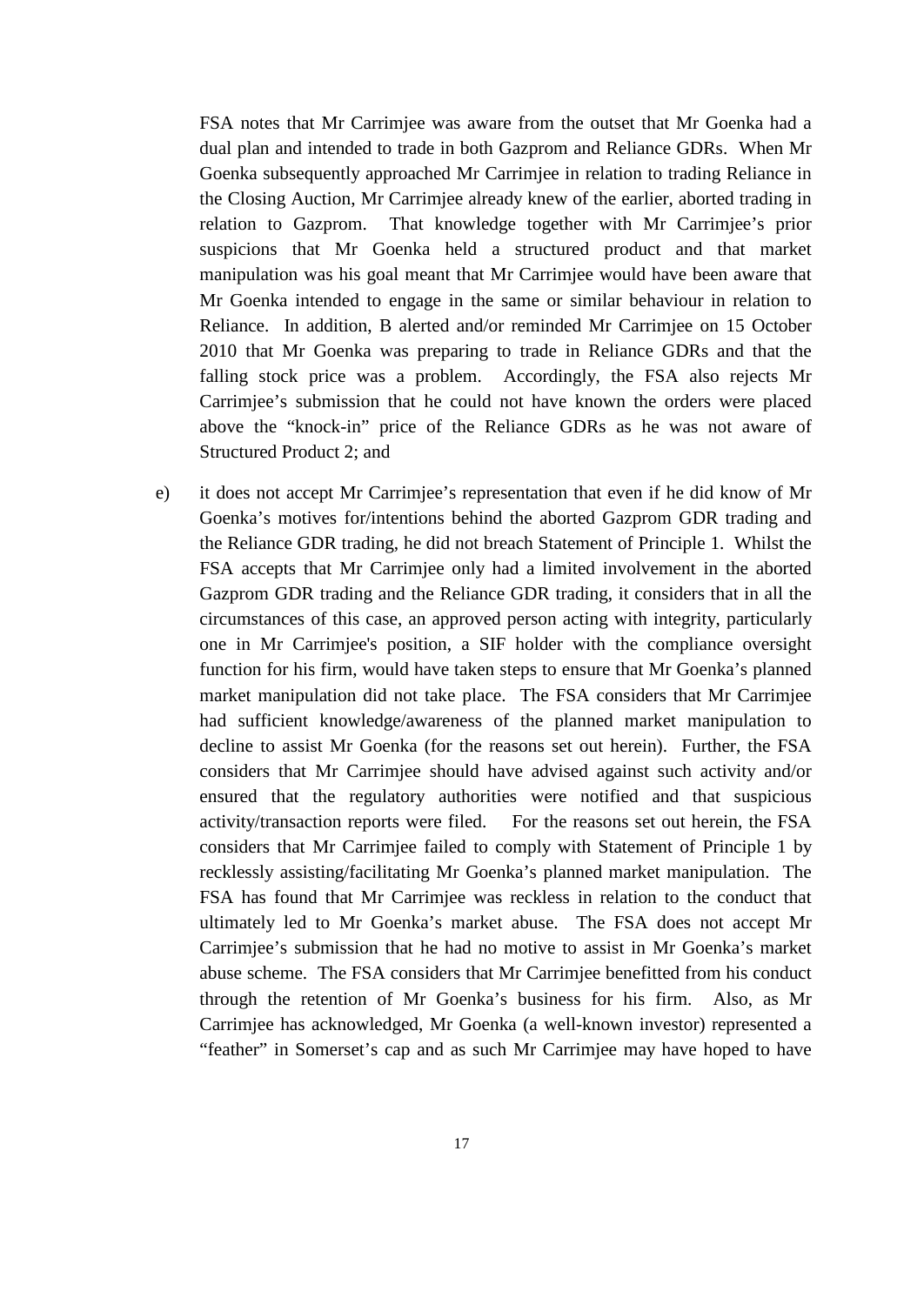FSA notes that Mr Carrimjee was aware from the outset that Mr Goenka had a dual plan and intended to trade in both Gazprom and Reliance GDRs. When Mr Goenka subsequently approached Mr Carrimjee in relation to trading Reliance in the Closing Auction, Mr Carrimjee already knew of the earlier, aborted trading in relation to Gazprom. That knowledge together with Mr Carrimjee's prior suspicions that Mr Goenka held a structured product and that market manipulation was his goal meant that Mr Carrimjee would have been aware that Mr Goenka intended to engage in the same or similar behaviour in relation to Reliance. In addition, B alerted and/or reminded Mr Carrimjee on 15 October 2010 that Mr Goenka was preparing to trade in Reliance GDRs and that the falling stock price was a problem. Accordingly, the FSA also rejects Mr Carrimjee's submission that he could not have known the orders were placed above the "knock-in" price of the Reliance GDRs as he was not aware of Structured Product 2; and

e) it does not accept Mr Carrimjee's representation that even if he did know of Mr Goenka's motives for/intentions behind the aborted Gazprom GDR trading and the Reliance GDR trading, he did not breach Statement of Principle 1. Whilst the FSA accepts that Mr Carrimjee only had a limited involvement in the aborted Gazprom GDR trading and the Reliance GDR trading, it considers that in all the circumstances of this case, an approved person acting with integrity, particularly one in Mr Carrimjee's position, a SIF holder with the compliance oversight function for his firm, would have taken steps to ensure that Mr Goenka's planned market manipulation did not take place. The FSA considers that Mr Carrimjee had sufficient knowledge/awareness of the planned market manipulation to decline to assist Mr Goenka (for the reasons set out herein). Further, the FSA considers that Mr Carrimjee should have advised against such activity and/or ensured that the regulatory authorities were notified and that suspicious activity/transaction reports were filed. For the reasons set out herein, the FSA considers that Mr Carrimjee failed to comply with Statement of Principle 1 by recklessly assisting/facilitating Mr Goenka's planned market manipulation. The FSA has found that Mr Carrimjee was reckless in relation to the conduct that ultimately led to Mr Goenka's market abuse. The FSA does not accept Mr Carrimjee's submission that he had no motive to assist in Mr Goenka's market abuse scheme. The FSA considers that Mr Carrimjee benefitted from his conduct through the retention of Mr Goenka's business for his firm. Also, as Mr Carrimjee has acknowledged, Mr Goenka (a well-known investor) represented a "feather" in Somerset's cap and as such Mr Carrimjee may have hoped to have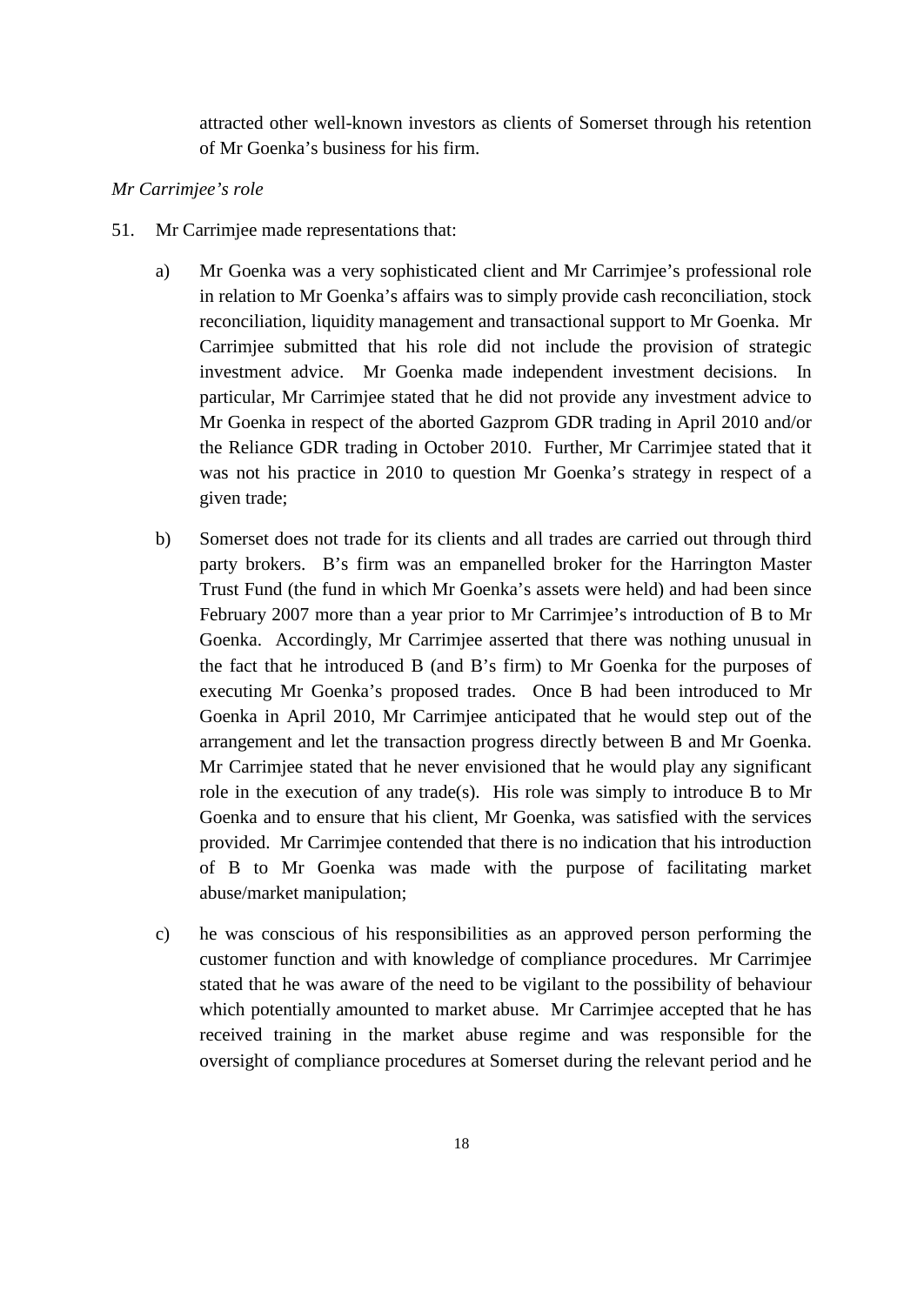attracted other well-known investors as clients of Somerset through his retention of Mr Goenka's business for his firm.

*Mr Carrimjee's role*

51. Mr Carrimjee made representations that:

   a) Mr Goenka was a very sophisticated client and Mr Carrimjee's professional role in relation to Mr Goenka's affairs was to simply provide cash reconciliation, stock reconciliation, liquidity management and transactional support to Mr Goenka. Mr Carrimjee submitted that his role did not include the provision of strategic investment advice. Mr Goenka made independent investment decisions. In particular, Mr Carrimjee stated that he did not provide any investment advice to Mr Goenka in respect of the aborted Gazprom GDR trading in April 2010 and/or the Reliance GDR trading in October 2010. Further, Mr Carrimjee stated that it was not his practice in 2010 to question Mr Goenka's strategy in respect of a given trade;

   b) Somerset does not trade for its clients and all trades are carried out through third party brokers. B's firm was an empanelled broker for the Harrington Master Trust Fund (the fund in which Mr Goenka's assets were held) and had been since February 2007 more than a year prior to Mr Carrimjee's introduction of B to Mr Goenka. Accordingly, Mr Carrimjee asserted that there was nothing unusual in the fact that he introduced B (and B's firm) to Mr Goenka for the purposes of executing Mr Goenka's proposed trades. Once B had been introduced to Mr Goenka in April 2010, Mr Carrimjee anticipated that he would step out of the arrangement and let the transaction progress directly between B and Mr Goenka. Mr Carrimjee stated that he never envisioned that he would play any significant role in the execution of any trade(s). His role was simply to introduce B to Mr Goenka and to ensure that his client, Mr Goenka, was satisfied with the services provided. Mr Carrimjee contended that there is no indication that his introduction of B to Mr Goenka was made with the purpose of facilitating market abuse/market manipulation;

   c) he was conscious of his responsibilities as an approved person performing the customer function and with knowledge of compliance procedures. Mr Carrimjee stated that he was aware of the need to be vigilant to the possibility of behaviour which potentially amounted to market abuse. Mr Carrimjee accepted that he has received training in the market abuse regime and was responsible for the oversight of compliance procedures at Somerset during the relevant period and he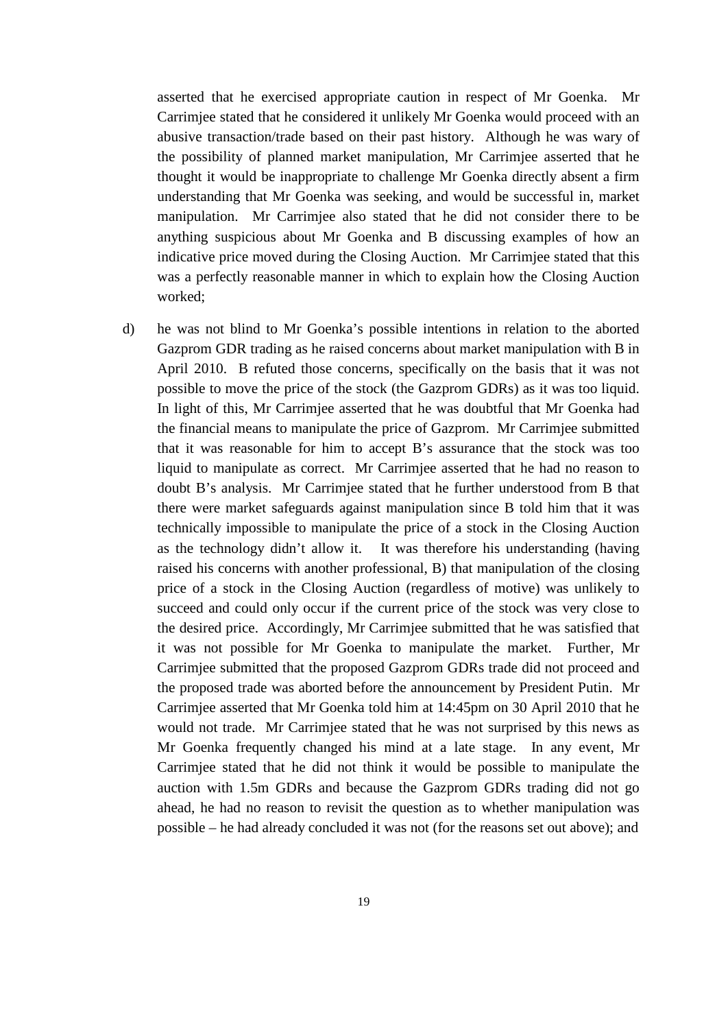asserted that he exercised appropriate caution in respect of Mr Goenka. Mr Carrimjee stated that he considered it unlikely Mr Goenka would proceed with an abusive transaction/trade based on their past history. Although he was wary of the possibility of planned market manipulation, Mr Carrimjee asserted that he thought it would be inappropriate to challenge Mr Goenka directly absent a firm understanding that Mr Goenka was seeking, and would be successful in, market manipulation. Mr Carrimjee also stated that he did not consider there to be anything suspicious about Mr Goenka and B discussing examples of how an indicative price moved during the Closing Auction. Mr Carrimjee stated that this was a perfectly reasonable manner in which to explain how the Closing Auction worked;

d) he was not blind to Mr Goenka's possible intentions in relation to the aborted Gazprom GDR trading as he raised concerns about market manipulation with B in April 2010. B refuted those concerns, specifically on the basis that it was not possible to move the price of the stock (the Gazprom GDRs) as it was too liquid. In light of this, Mr Carrimjee asserted that he was doubtful that Mr Goenka had the financial means to manipulate the price of Gazprom. Mr Carrimjee submitted that it was reasonable for him to accept B's assurance that the stock was too liquid to manipulate as correct. Mr Carrimjee asserted that he had no reason to doubt B's analysis. Mr Carrimjee stated that he further understood from B that there were market safeguards against manipulation since B told him that it was technically impossible to manipulate the price of a stock in the Closing Auction as the technology didn't allow it. It was therefore his understanding (having raised his concerns with another professional, B) that manipulation of the closing price of a stock in the Closing Auction (regardless of motive) was unlikely to succeed and could only occur if the current price of the stock was very close to the desired price. Accordingly, Mr Carrimjee submitted that he was satisfied that it was not possible for Mr Goenka to manipulate the market. Further, Mr Carrimjee submitted that the proposed Gazprom GDRs trade did not proceed and the proposed trade was aborted before the announcement by President Putin. Mr Carrimjee asserted that Mr Goenka told him at 14:45pm on 30 April 2010 that he would not trade. Mr Carrimjee stated that he was not surprised by this news as Mr Goenka frequently changed his mind at a late stage. In any event, Mr Carrimjee stated that he did not think it would be possible to manipulate the auction with 1.5m GDRs and because the Gazprom GDRs trading did not go ahead, he had no reason to revisit the question as to whether manipulation was possible – he had already concluded it was not (for the reasons set out above); and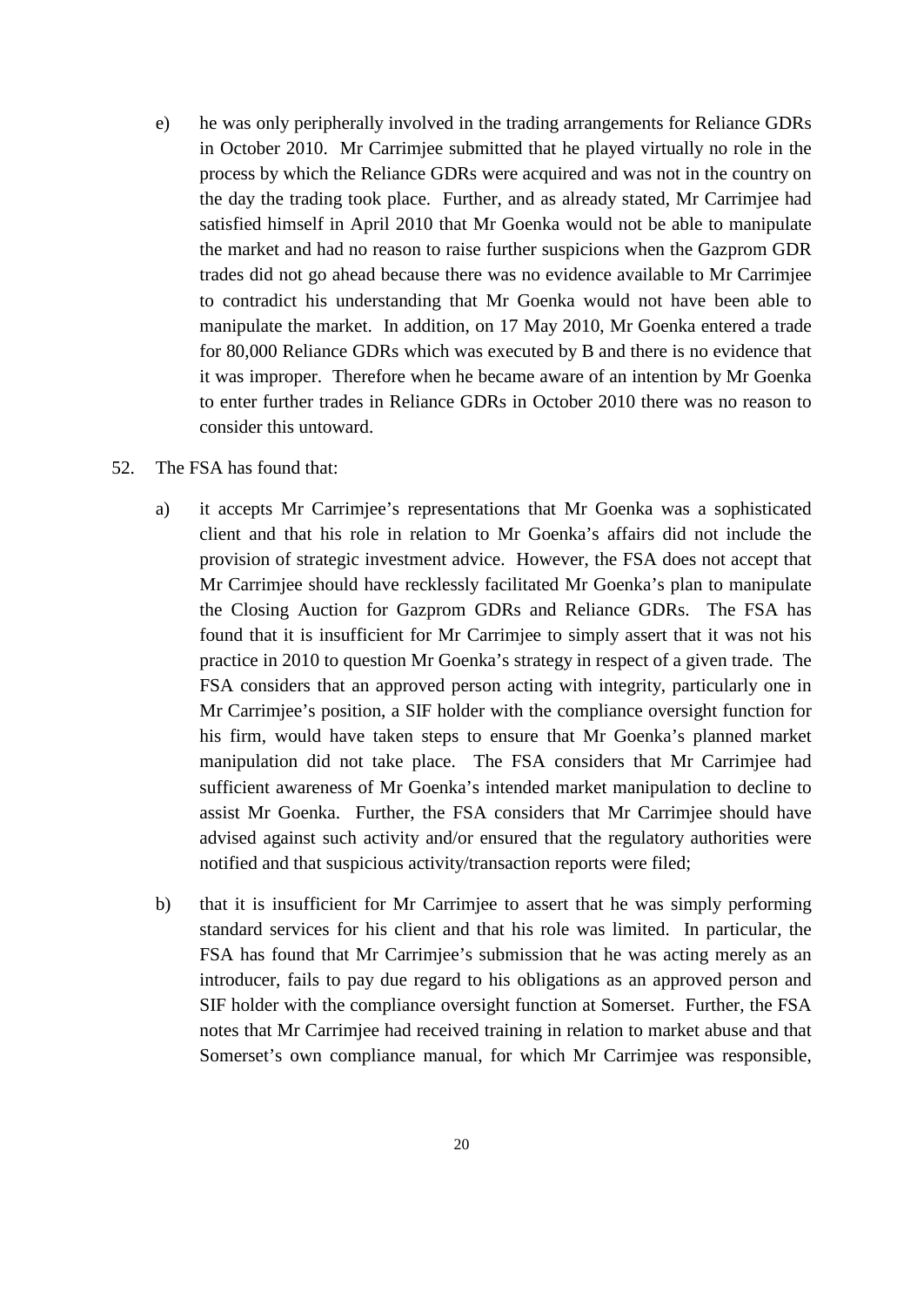e) he was only peripherally involved in the trading arrangements for Reliance GDRs in October 2010. Mr Carrimjee submitted that he played virtually no role in the process by which the Reliance GDRs were acquired and was not in the country on the day the trading took place. Further, and as already stated, Mr Carrimjee had satisfied himself in April 2010 that Mr Goenka would not be able to manipulate the market and had no reason to raise further suspicions when the Gazprom GDR trades did not go ahead because there was no evidence available to Mr Carrimjee to contradict his understanding that Mr Goenka would not have been able to manipulate the market. In addition, on 17 May 2010, Mr Goenka entered a trade for 80,000 Reliance GDRs which was executed by B and there is no evidence that it was improper. Therefore when he became aware of an intention by Mr Goenka to enter further trades in Reliance GDRs in October 2010 there was no reason to consider this untoward.

52. The FSA has found that:

a) it accepts Mr Carrimjee's representations that Mr Goenka was a sophisticated client and that his role in relation to Mr Goenka's affairs did not include the provision of strategic investment advice. However, the FSA does not accept that Mr Carrimjee should have recklessly facilitated Mr Goenka's plan to manipulate the Closing Auction for Gazprom GDRs and Reliance GDRs. The FSA has found that it is insufficient for Mr Carrimjee to simply assert that it was not his practice in 2010 to question Mr Goenka's strategy in respect of a given trade. The FSA considers that an approved person acting with integrity, particularly one in Mr Carrimjee's position, a SIF holder with the compliance oversight function for his firm, would have taken steps to ensure that Mr Goenka's planned market manipulation did not take place. The FSA considers that Mr Carrimjee had sufficient awareness of Mr Goenka's intended market manipulation to decline to assist Mr Goenka. Further, the FSA considers that Mr Carrimjee should have advised against such activity and/or ensured that the regulatory authorities were notified and that suspicious activity/transaction reports were filed;

b) that it is insufficient for Mr Carrimjee to assert that he was simply performing standard services for his client and that his role was limited. In particular, the FSA has found that Mr Carrimjee's submission that he was acting merely as an introducer, fails to pay due regard to his obligations as an approved person and SIF holder with the compliance oversight function at Somerset. Further, the FSA notes that Mr Carrimjee had received training in relation to market abuse and that Somerset's own compliance manual, for which Mr Carrimjee was responsible,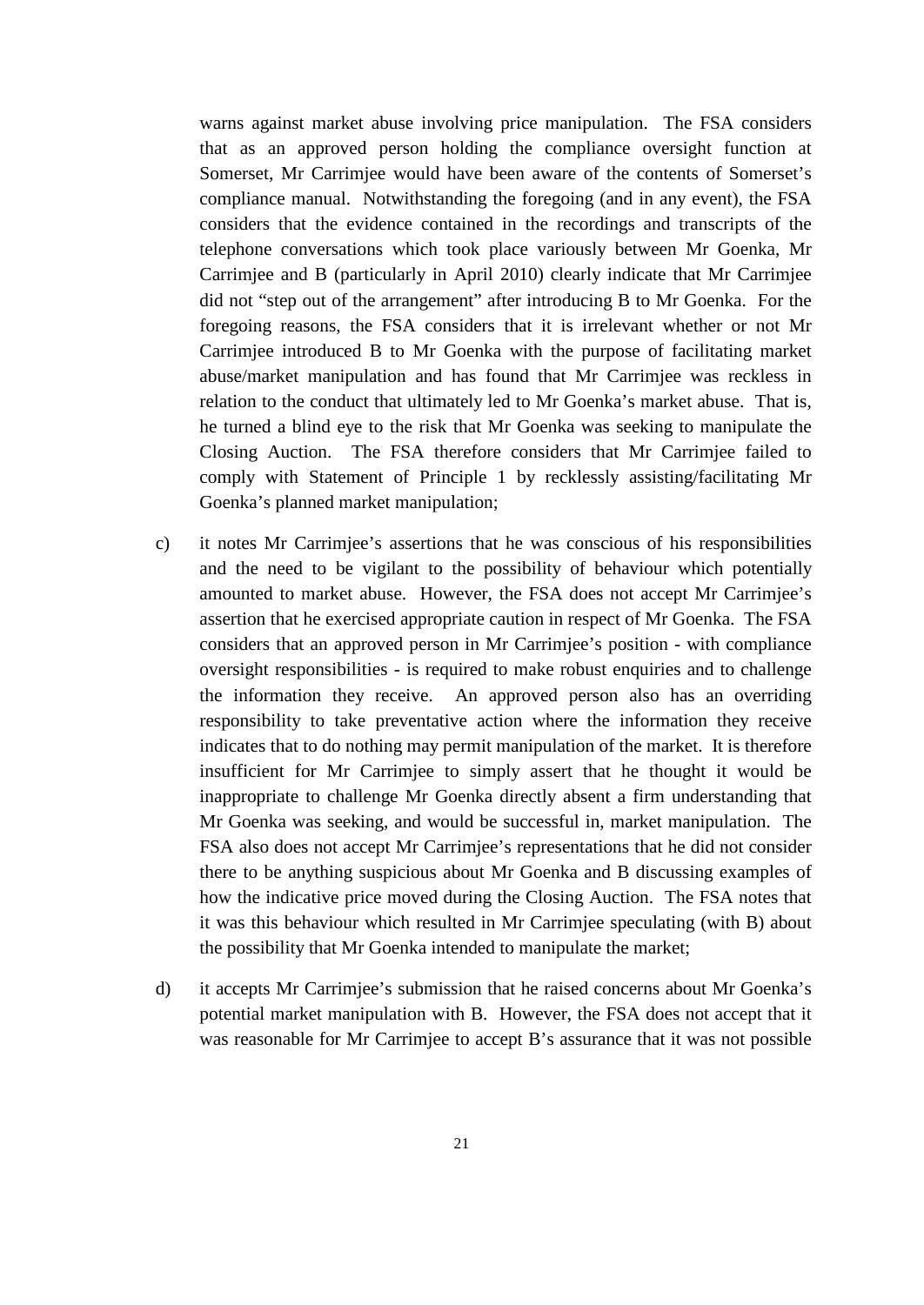warns against market abuse involving price manipulation. The FSA considers that as an approved person holding the compliance oversight function at Somerset, Mr Carrimjee would have been aware of the contents of Somerset's compliance manual. Notwithstanding the foregoing (and in any event), the FSA considers that the evidence contained in the recordings and transcripts of the telephone conversations which took place variously between Mr Goenka, Mr Carrimjee and B (particularly in April 2010) clearly indicate that Mr Carrimjee did not "step out of the arrangement" after introducing B to Mr Goenka. For the foregoing reasons, the FSA considers that it is irrelevant whether or not Mr Carrimjee introduced B to Mr Goenka with the purpose of facilitating market abuse/market manipulation and has found that Mr Carrimjee was reckless in relation to the conduct that ultimately led to Mr Goenka's market abuse. That is, he turned a blind eye to the risk that Mr Goenka was seeking to manipulate the Closing Auction. The FSA therefore considers that Mr Carrimjee failed to comply with Statement of Principle 1 by recklessly assisting/facilitating Mr Goenka's planned market manipulation;

c) it notes Mr Carrimjee's assertions that he was conscious of his responsibilities and the need to be vigilant to the possibility of behaviour which potentially amounted to market abuse. However, the FSA does not accept Mr Carrimjee's assertion that he exercised appropriate caution in respect of Mr Goenka. The FSA considers that an approved person in Mr Carrimjee's position - with compliance oversight responsibilities - is required to make robust enquiries and to challenge the information they receive. An approved person also has an overriding responsibility to take preventative action where the information they receive indicates that to do nothing may permit manipulation of the market. It is therefore insufficient for Mr Carrimjee to simply assert that he thought it would be inappropriate to challenge Mr Goenka directly absent a firm understanding that Mr Goenka was seeking, and would be successful in, market manipulation. The FSA also does not accept Mr Carrimjee's representations that he did not consider there to be anything suspicious about Mr Goenka and B discussing examples of how the indicative price moved during the Closing Auction. The FSA notes that it was this behaviour which resulted in Mr Carrimjee speculating (with B) about the possibility that Mr Goenka intended to manipulate the market;

d) it accepts Mr Carrimjee's submission that he raised concerns about Mr Goenka's potential market manipulation with B. However, the FSA does not accept that it was reasonable for Mr Carrimjee to accept B's assurance that it was not possible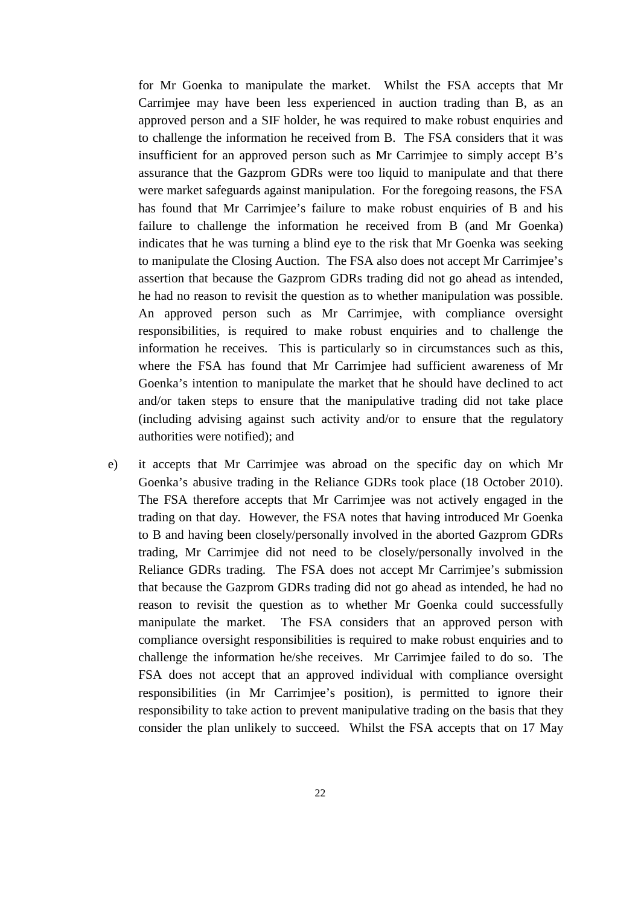for Mr Goenka to manipulate the market. Whilst the FSA accepts that Mr Carrimjee may have been less experienced in auction trading than B, as an approved person and a SIF holder, he was required to make robust enquiries and to challenge the information he received from B. The FSA considers that it was insufficient for an approved person such as Mr Carrimjee to simply accept B's assurance that the Gazprom GDRs were too liquid to manipulate and that there were market safeguards against manipulation. For the foregoing reasons, the FSA has found that Mr Carrimjee's failure to make robust enquiries of B and his failure to challenge the information he received from B (and Mr Goenka) indicates that he was turning a blind eye to the risk that Mr Goenka was seeking to manipulate the Closing Auction. The FSA also does not accept Mr Carrimjee's assertion that because the Gazprom GDRs trading did not go ahead as intended, he had no reason to revisit the question as to whether manipulation was possible. An approved person such as Mr Carrimjee, with compliance oversight responsibilities, is required to make robust enquiries and to challenge the information he receives. This is particularly so in circumstances such as this, where the FSA has found that Mr Carrimjee had sufficient awareness of Mr Goenka's intention to manipulate the market that he should have declined to act and/or taken steps to ensure that the manipulative trading did not take place (including advising against such activity and/or to ensure that the regulatory authorities were notified); and

e) it accepts that Mr Carrimjee was abroad on the specific day on which Mr Goenka's abusive trading in the Reliance GDRs took place (18 October 2010). The FSA therefore accepts that Mr Carrimjee was not actively engaged in the trading on that day. However, the FSA notes that having introduced Mr Goenka to B and having been closely/personally involved in the aborted Gazprom GDRs trading, Mr Carrimjee did not need to be closely/personally involved in the Reliance GDRs trading. The FSA does not accept Mr Carrimjee's submission that because the Gazprom GDRs trading did not go ahead as intended, he had no reason to revisit the question as to whether Mr Goenka could successfully manipulate the market. The FSA considers that an approved person with compliance oversight responsibilities is required to make robust enquiries and to challenge the information he/she receives. Mr Carrimjee failed to do so. The FSA does not accept that an approved individual with compliance oversight responsibilities (in Mr Carrimjee's position), is permitted to ignore their responsibility to take action to prevent manipulative trading on the basis that they consider the plan unlikely to succeed. Whilst the FSA accepts that on 17 May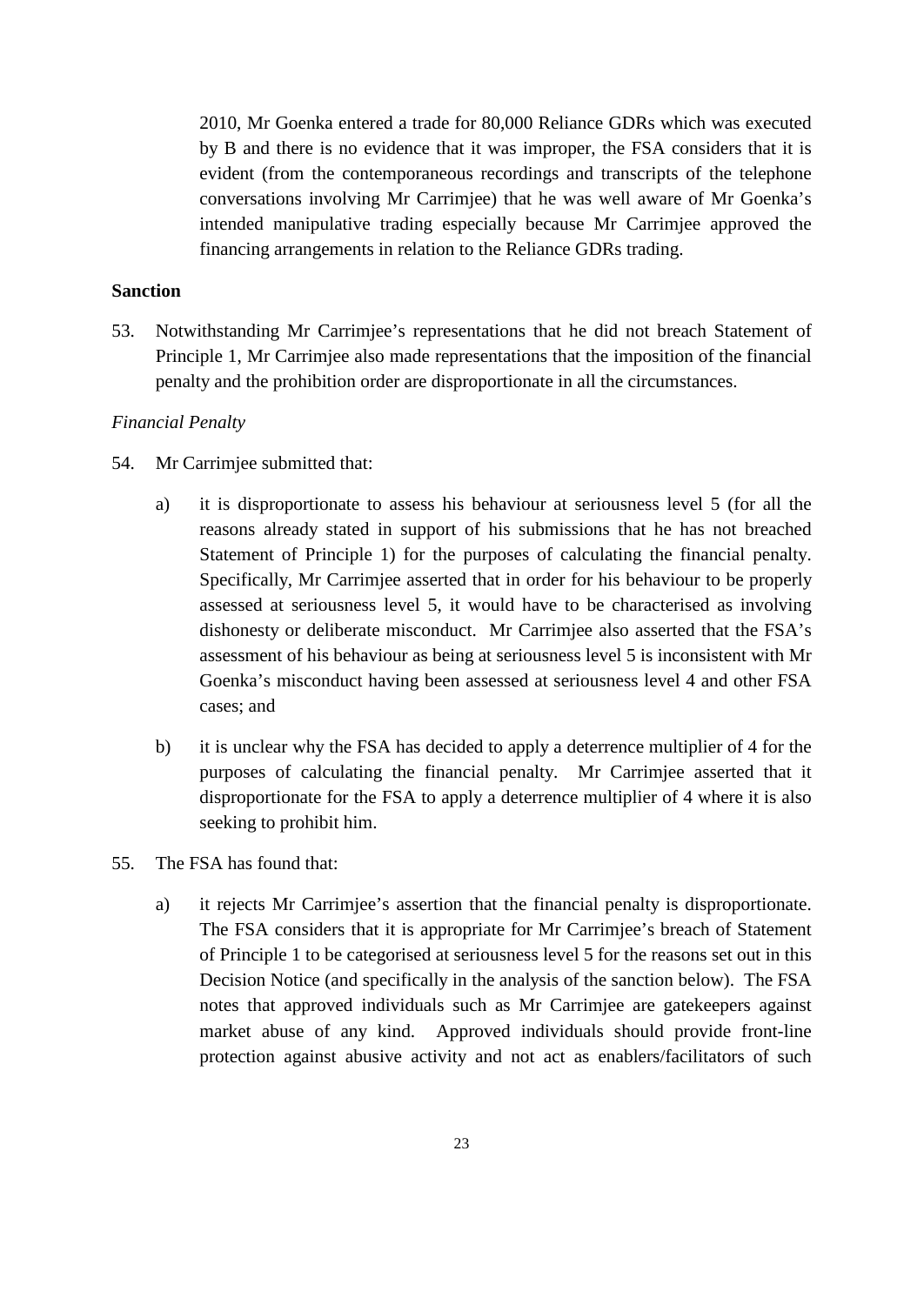2010, Mr Goenka entered a trade for 80,000 Reliance GDRs which was executed by B and there is no evidence that it was improper, the FSA considers that it is evident (from the contemporaneous recordings and transcripts of the telephone conversations involving Mr Carrimjee) that he was well aware of Mr Goenka's intended manipulative trading especially because Mr Carrimjee approved the financing arrangements in relation to the Reliance GDRs trading.

**Sanction**

53. Notwithstanding Mr Carrimjee's representations that he did not breach Statement of Principle 1, Mr Carrimjee also made representations that the imposition of the financial penalty and the prohibition order are disproportionate in all the circumstances.

*Financial Penalty*

54. Mr Carrimjee submitted that:

    a) it is disproportionate to assess his behaviour at seriousness level 5 (for all the reasons already stated in support of his submissions that he has not breached Statement of Principle 1) for the purposes of calculating the financial penalty. Specifically, Mr Carrimjee asserted that in order for his behaviour to be properly assessed at seriousness level 5, it would have to be characterised as involving dishonesty or deliberate misconduct. Mr Carrimjee also asserted that the FSA's assessment of his behaviour as being at seriousness level 5 is inconsistent with Mr Goenka's misconduct having been assessed at seriousness level 4 and other FSA cases; and

    b) it is unclear why the FSA has decided to apply a deterrence multiplier of 4 for the purposes of calculating the financial penalty. Mr Carrimjee asserted that it disproportionate for the FSA to apply a deterrence multiplier of 4 where it is also seeking to prohibit him.

55. The FSA has found that:

    a) it rejects Mr Carrimjee's assertion that the financial penalty is disproportionate. The FSA considers that it is appropriate for Mr Carrimjee's breach of Statement of Principle 1 to be categorised at seriousness level 5 for the reasons set out in this Decision Notice (and specifically in the analysis of the sanction below). The FSA notes that approved individuals such as Mr Carrimjee are gatekeepers against market abuse of any kind. Approved individuals should provide front-line protection against abusive activity and not act as enablers/facilitators of such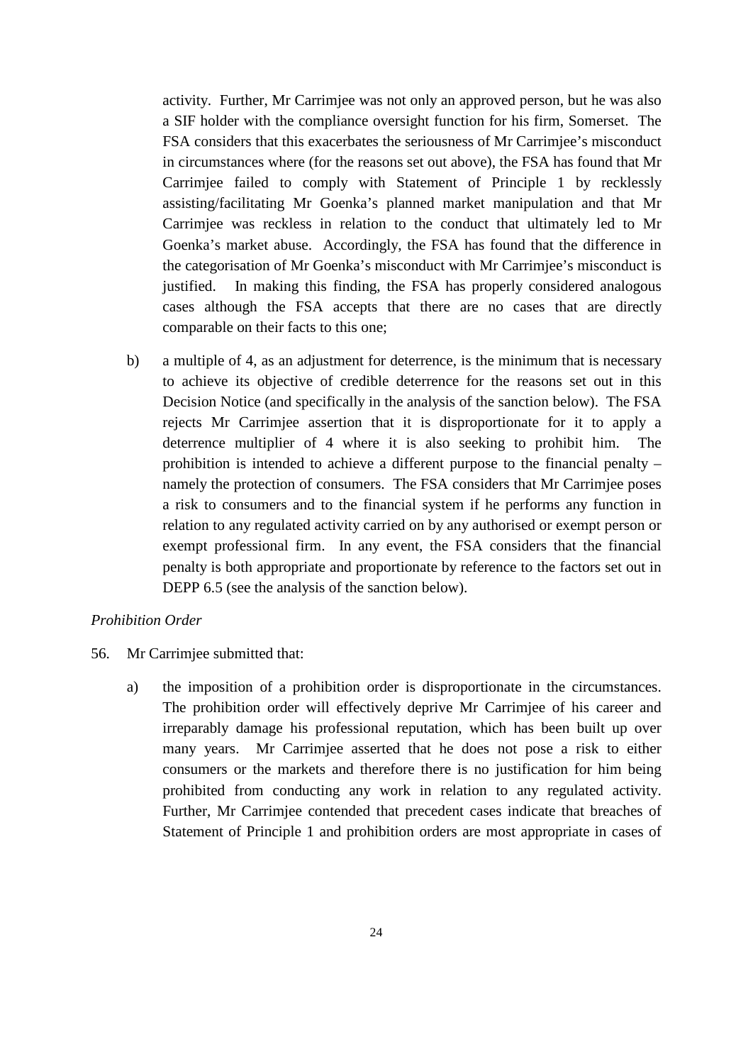activity. Further, Mr Carrimjee was not only an approved person, but he was also a SIF holder with the compliance oversight function for his firm, Somerset. The FSA considers that this exacerbates the seriousness of Mr Carrimjee's misconduct in circumstances where (for the reasons set out above), the FSA has found that Mr Carrimjee failed to comply with Statement of Principle 1 by recklessly assisting/facilitating Mr Goenka's planned market manipulation and that Mr Carrimjee was reckless in relation to the conduct that ultimately led to Mr Goenka's market abuse. Accordingly, the FSA has found that the difference in the categorisation of Mr Goenka's misconduct with Mr Carrimjee's misconduct is justified. In making this finding, the FSA has properly considered analogous cases although the FSA accepts that there are no cases that are directly comparable on their facts to this one;

b) a multiple of 4, as an adjustment for deterrence, is the minimum that is necessary to achieve its objective of credible deterrence for the reasons set out in this Decision Notice (and specifically in the analysis of the sanction below). The FSA rejects Mr Carrimjee assertion that it is disproportionate for it to apply a deterrence multiplier of 4 where it is also seeking to prohibit him. The prohibition is intended to achieve a different purpose to the financial penalty – namely the protection of consumers. The FSA considers that Mr Carrimjee poses a risk to consumers and to the financial system if he performs any function in relation to any regulated activity carried on by any authorised or exempt person or exempt professional firm. In any event, the FSA considers that the financial penalty is both appropriate and proportionate by reference to the factors set out in DEPP 6.5 (see the analysis of the sanction below).

*Prohibition Order*

56. Mr Carrimjee submitted that:

a) the imposition of a prohibition order is disproportionate in the circumstances. The prohibition order will effectively deprive Mr Carrimjee of his career and irreparably damage his professional reputation, which has been built up over many years. Mr Carrimjee asserted that he does not pose a risk to either consumers or the markets and therefore there is no justification for him being prohibited from conducting any work in relation to any regulated activity. Further, Mr Carrimjee contended that precedent cases indicate that breaches of Statement of Principle 1 and prohibition orders are most appropriate in cases of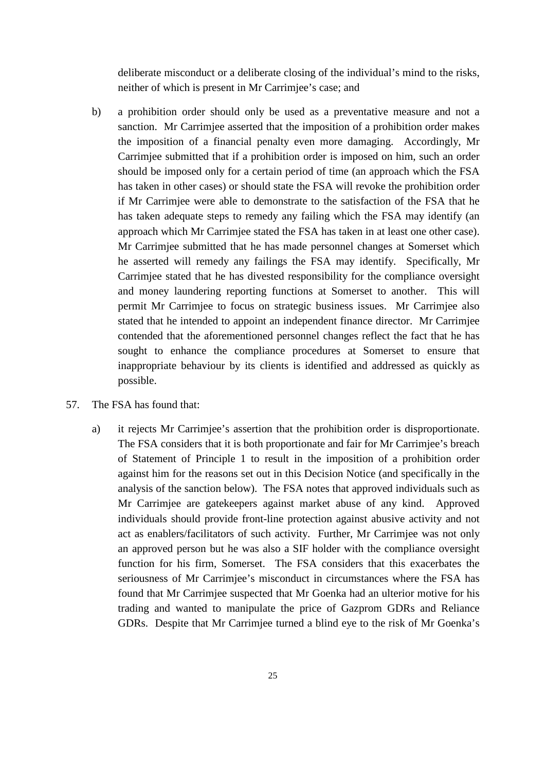deliberate misconduct or a deliberate closing of the individual's mind to the risks, neither of which is present in Mr Carrimjee's case; and

b) a prohibition order should only be used as a preventative measure and not a sanction. Mr Carrimjee asserted that the imposition of a prohibition order makes the imposition of a financial penalty even more damaging. Accordingly, Mr Carrimjee submitted that if a prohibition order is imposed on him, such an order should be imposed only for a certain period of time (an approach which the FSA has taken in other cases) or should state the FSA will revoke the prohibition order if Mr Carrimjee were able to demonstrate to the satisfaction of the FSA that he has taken adequate steps to remedy any failing which the FSA may identify (an approach which Mr Carrimjee stated the FSA has taken in at least one other case). Mr Carrimjee submitted that he has made personnel changes at Somerset which he asserted will remedy any failings the FSA may identify. Specifically, Mr Carrimjee stated that he has divested responsibility for the compliance oversight and money laundering reporting functions at Somerset to another. This will permit Mr Carrimjee to focus on strategic business issues. Mr Carrimjee also stated that he intended to appoint an independent finance director. Mr Carrimjee contended that the aforementioned personnel changes reflect the fact that he has sought to enhance the compliance procedures at Somerset to ensure that inappropriate behaviour by its clients is identified and addressed as quickly as possible.

57. The FSA has found that:

a) it rejects Mr Carrimjee's assertion that the prohibition order is disproportionate. The FSA considers that it is both proportionate and fair for Mr Carrimjee's breach of Statement of Principle 1 to result in the imposition of a prohibition order against him for the reasons set out in this Decision Notice (and specifically in the analysis of the sanction below). The FSA notes that approved individuals such as Mr Carrimjee are gatekeepers against market abuse of any kind. Approved individuals should provide front-line protection against abusive activity and not act as enablers/facilitators of such activity. Further, Mr Carrimjee was not only an approved person but he was also a SIF holder with the compliance oversight function for his firm, Somerset. The FSA considers that this exacerbates the seriousness of Mr Carrimjee's misconduct in circumstances where the FSA has found that Mr Carrimjee suspected that Mr Goenka had an ulterior motive for his trading and wanted to manipulate the price of Gazprom GDRs and Reliance GDRs. Despite that Mr Carrimjee turned a blind eye to the risk of Mr Goenka's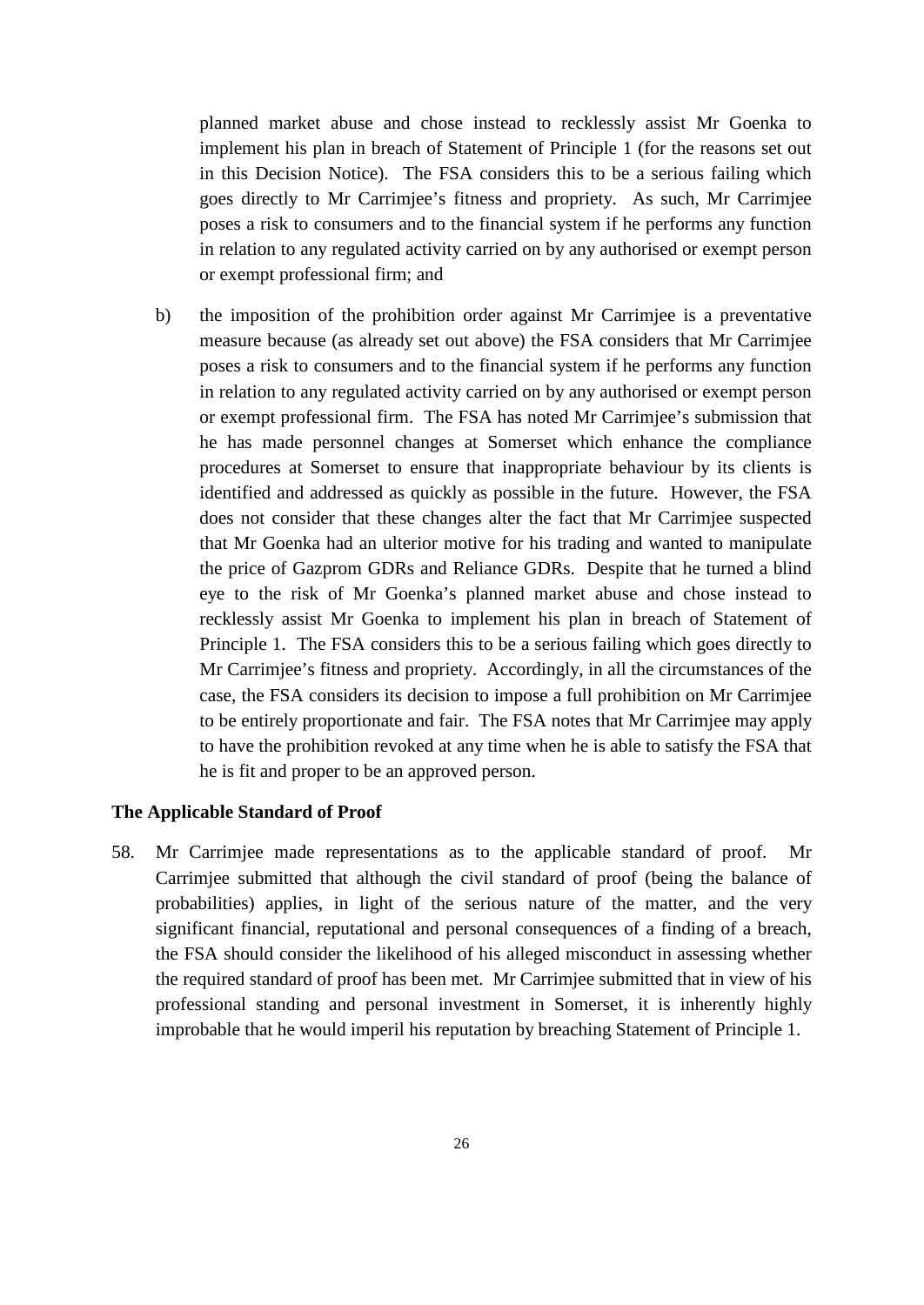planned market abuse and chose instead to recklessly assist Mr Goenka to implement his plan in breach of Statement of Principle 1 (for the reasons set out in this Decision Notice). The FSA considers this to be a serious failing which goes directly to Mr Carrimjee's fitness and propriety. As such, Mr Carrimjee poses a risk to consumers and to the financial system if he performs any function in relation to any regulated activity carried on by any authorised or exempt person or exempt professional firm; and

b) the imposition of the prohibition order against Mr Carrimjee is a preventative measure because (as already set out above) the FSA considers that Mr Carrimjee poses a risk to consumers and to the financial system if he performs any function in relation to any regulated activity carried on by any authorised or exempt person or exempt professional firm. The FSA has noted Mr Carrimjee's submission that he has made personnel changes at Somerset which enhance the compliance procedures at Somerset to ensure that inappropriate behaviour by its clients is identified and addressed as quickly as possible in the future. However, the FSA does not consider that these changes alter the fact that Mr Carrimjee suspected that Mr Goenka had an ulterior motive for his trading and wanted to manipulate the price of Gazprom GDRs and Reliance GDRs. Despite that he turned a blind eye to the risk of Mr Goenka's planned market abuse and chose instead to recklessly assist Mr Goenka to implement his plan in breach of Statement of Principle 1. The FSA considers this to be a serious failing which goes directly to Mr Carrimjee's fitness and propriety. Accordingly, in all the circumstances of the case, the FSA considers its decision to impose a full prohibition on Mr Carrimjee to be entirely proportionate and fair. The FSA notes that Mr Carrimjee may apply to have the prohibition revoked at any time when he is able to satisfy the FSA that he is fit and proper to be an approved person.

**The Applicable Standard of Proof**

58. Mr Carrimjee made representations as to the applicable standard of proof. Mr Carrimjee submitted that although the civil standard of proof (being the balance of probabilities) applies, in light of the serious nature of the matter, and the very significant financial, reputational and personal consequences of a finding of a breach, the FSA should consider the likelihood of his alleged misconduct in assessing whether the required standard of proof has been met. Mr Carrimjee submitted that in view of his professional standing and personal investment in Somerset, it is inherently highly improbable that he would imperil his reputation by breaching Statement of Principle 1.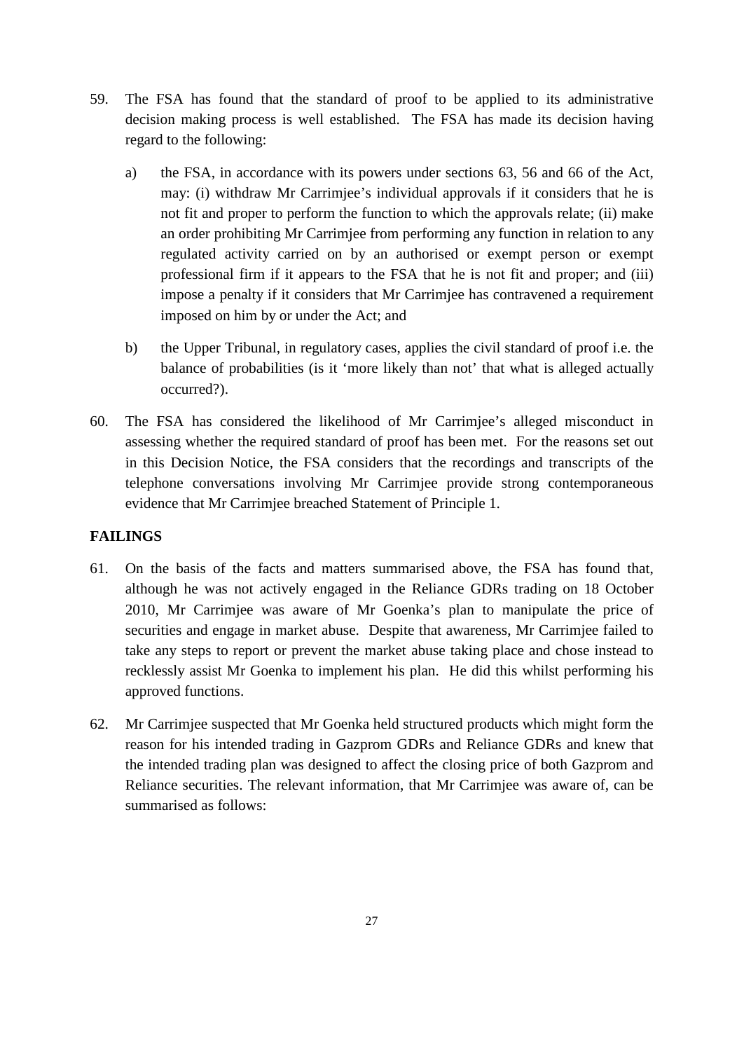59. The FSA has found that the standard of proof to be applied to its administrative decision making process is well established. The FSA has made its decision having regard to the following:

    a) the FSA, in accordance with its powers under sections 63, 56 and 66 of the Act, may: (i) withdraw Mr Carrimjee's individual approvals if it considers that he is not fit and proper to perform the function to which the approvals relate; (ii) make an order prohibiting Mr Carrimjee from performing any function in relation to any regulated activity carried on by an authorised or exempt person or exempt professional firm if it appears to the FSA that he is not fit and proper; and (iii) impose a penalty if it considers that Mr Carrimjee has contravened a requirement imposed on him by or under the Act; and

    b) the Upper Tribunal, in regulatory cases, applies the civil standard of proof i.e. the balance of probabilities (is it 'more likely than not' that what is alleged actually occurred?).

60. The FSA has considered the likelihood of Mr Carrimjee's alleged misconduct in assessing whether the required standard of proof has been met. For the reasons set out in this Decision Notice, the FSA considers that the recordings and transcripts of the telephone conversations involving Mr Carrimjee provide strong contemporaneous evidence that Mr Carrimjee breached Statement of Principle 1.

## FAILINGS

61. On the basis of the facts and matters summarised above, the FSA has found that, although he was not actively engaged in the Reliance GDRs trading on 18 October 2010, Mr Carrimjee was aware of Mr Goenka's plan to manipulate the price of securities and engage in market abuse. Despite that awareness, Mr Carrimjee failed to take any steps to report or prevent the market abuse taking place and chose instead to recklessly assist Mr Goenka to implement his plan. He did this whilst performing his approved functions.

62. Mr Carrimjee suspected that Mr Goenka held structured products which might form the reason for his intended trading in Gazprom GDRs and Reliance GDRs and knew that the intended trading plan was designed to affect the closing price of both Gazprom and Reliance securities. The relevant information, that Mr Carrimjee was aware of, can be summarised as follows: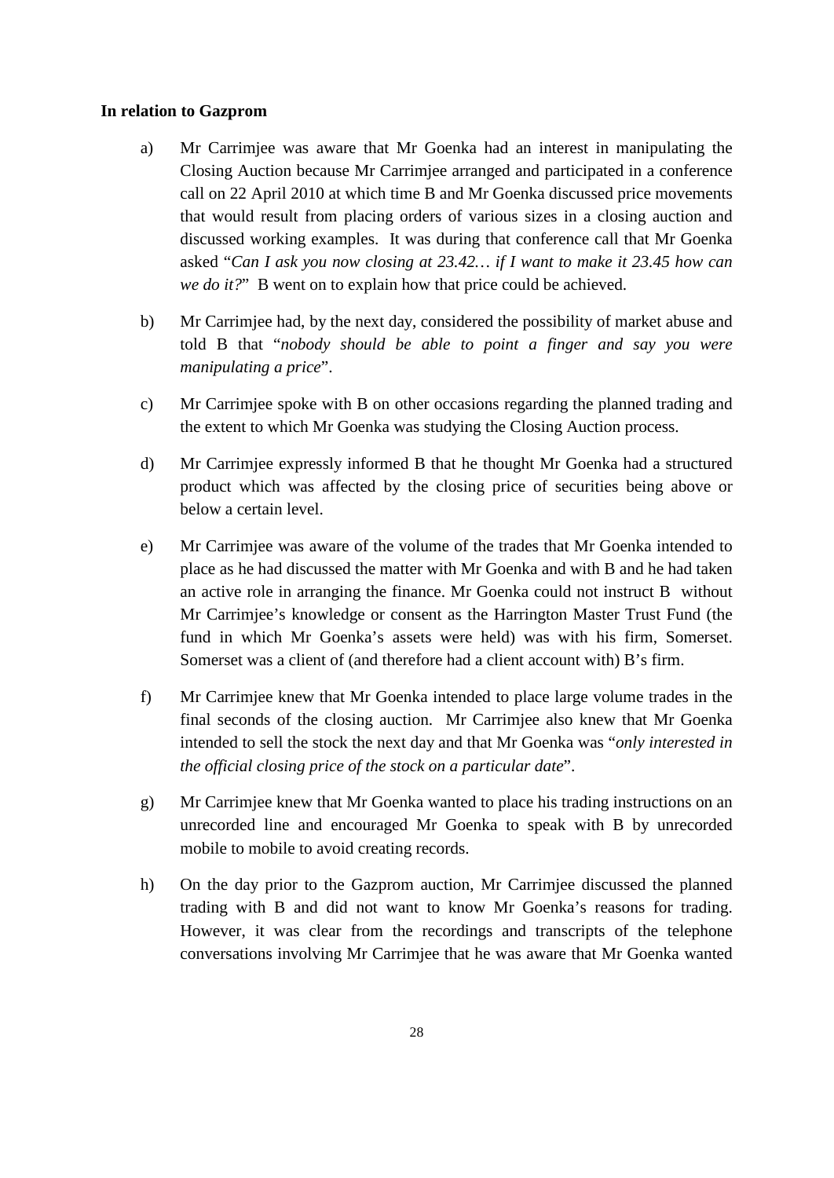**In relation to Gazprom**

a) Mr Carrimjee was aware that Mr Goenka had an interest in manipulating the Closing Auction because Mr Carrimjee arranged and participated in a conference call on 22 April 2010 at which time B and Mr Goenka discussed price movements that would result from placing orders of various sizes in a closing auction and discussed working examples. It was during that conference call that Mr Goenka asked "*Can I ask you now closing at 23.42… if I want to make it 23.45 how can we do it?*" B went on to explain how that price could be achieved.

b) Mr Carrimjee had, by the next day, considered the possibility of market abuse and told B that "*nobody should be able to point a finger and say you were manipulating a price*".

c) Mr Carrimjee spoke with B on other occasions regarding the planned trading and the extent to which Mr Goenka was studying the Closing Auction process.

d) Mr Carrimjee expressly informed B that he thought Mr Goenka had a structured product which was affected by the closing price of securities being above or below a certain level.

e) Mr Carrimjee was aware of the volume of the trades that Mr Goenka intended to place as he had discussed the matter with Mr Goenka and with B and he had taken an active role in arranging the finance. Mr Goenka could not instruct B without Mr Carrimjee's knowledge or consent as the Harrington Master Trust Fund (the fund in which Mr Goenka's assets were held) was with his firm, Somerset. Somerset was a client of (and therefore had a client account with) B's firm.

f) Mr Carrimjee knew that Mr Goenka intended to place large volume trades in the final seconds of the closing auction. Mr Carrimjee also knew that Mr Goenka intended to sell the stock the next day and that Mr Goenka was "*only interested in the official closing price of the stock on a particular date*".

g) Mr Carrimjee knew that Mr Goenka wanted to place his trading instructions on an unrecorded line and encouraged Mr Goenka to speak with B by unrecorded mobile to mobile to avoid creating records.

h) On the day prior to the Gazprom auction, Mr Carrimjee discussed the planned trading with B and did not want to know Mr Goenka's reasons for trading. However, it was clear from the recordings and transcripts of the telephone conversations involving Mr Carrimjee that he was aware that Mr Goenka wanted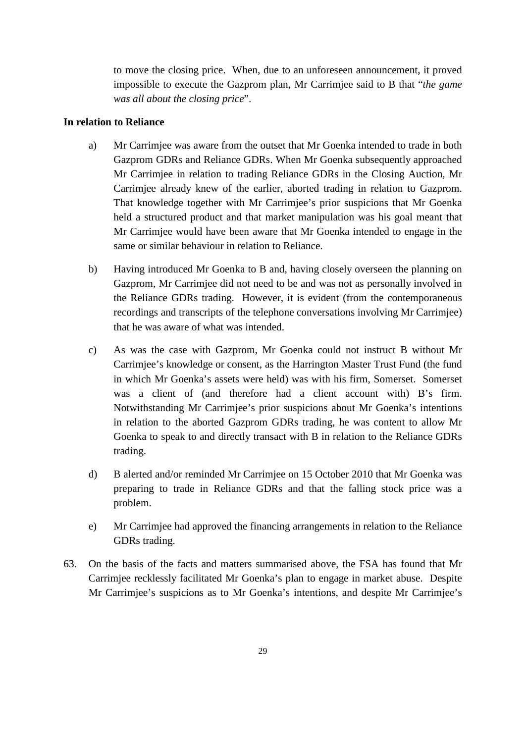to move the closing price. When, due to an unforeseen announcement, it proved impossible to execute the Gazprom plan, Mr Carrimjee said to B that "*the game was all about the closing price*".

**In relation to Reliance**

a) Mr Carrimjee was aware from the outset that Mr Goenka intended to trade in both Gazprom GDRs and Reliance GDRs. When Mr Goenka subsequently approached Mr Carrimjee in relation to trading Reliance GDRs in the Closing Auction, Mr Carrimjee already knew of the earlier, aborted trading in relation to Gazprom. That knowledge together with Mr Carrimjee's prior suspicions that Mr Goenka held a structured product and that market manipulation was his goal meant that Mr Carrimjee would have been aware that Mr Goenka intended to engage in the same or similar behaviour in relation to Reliance.

b) Having introduced Mr Goenka to B and, having closely overseen the planning on Gazprom, Mr Carrimjee did not need to be and was not as personally involved in the Reliance GDRs trading. However, it is evident (from the contemporaneous recordings and transcripts of the telephone conversations involving Mr Carrimjee) that he was aware of what was intended.

c) As was the case with Gazprom, Mr Goenka could not instruct B without Mr Carrimjee's knowledge or consent, as the Harrington Master Trust Fund (the fund in which Mr Goenka's assets were held) was with his firm, Somerset. Somerset was a client of (and therefore had a client account with) B's firm. Notwithstanding Mr Carrimjee's prior suspicions about Mr Goenka's intentions in relation to the aborted Gazprom GDRs trading, he was content to allow Mr Goenka to speak to and directly transact with B in relation to the Reliance GDRs trading.

d) B alerted and/or reminded Mr Carrimjee on 15 October 2010 that Mr Goenka was preparing to trade in Reliance GDRs and that the falling stock price was a problem.

e) Mr Carrimjee had approved the financing arrangements in relation to the Reliance GDRs trading.

63. On the basis of the facts and matters summarised above, the FSA has found that Mr Carrimjee recklessly facilitated Mr Goenka's plan to engage in market abuse. Despite Mr Carrimjee's suspicions as to Mr Goenka's intentions, and despite Mr Carrimjee's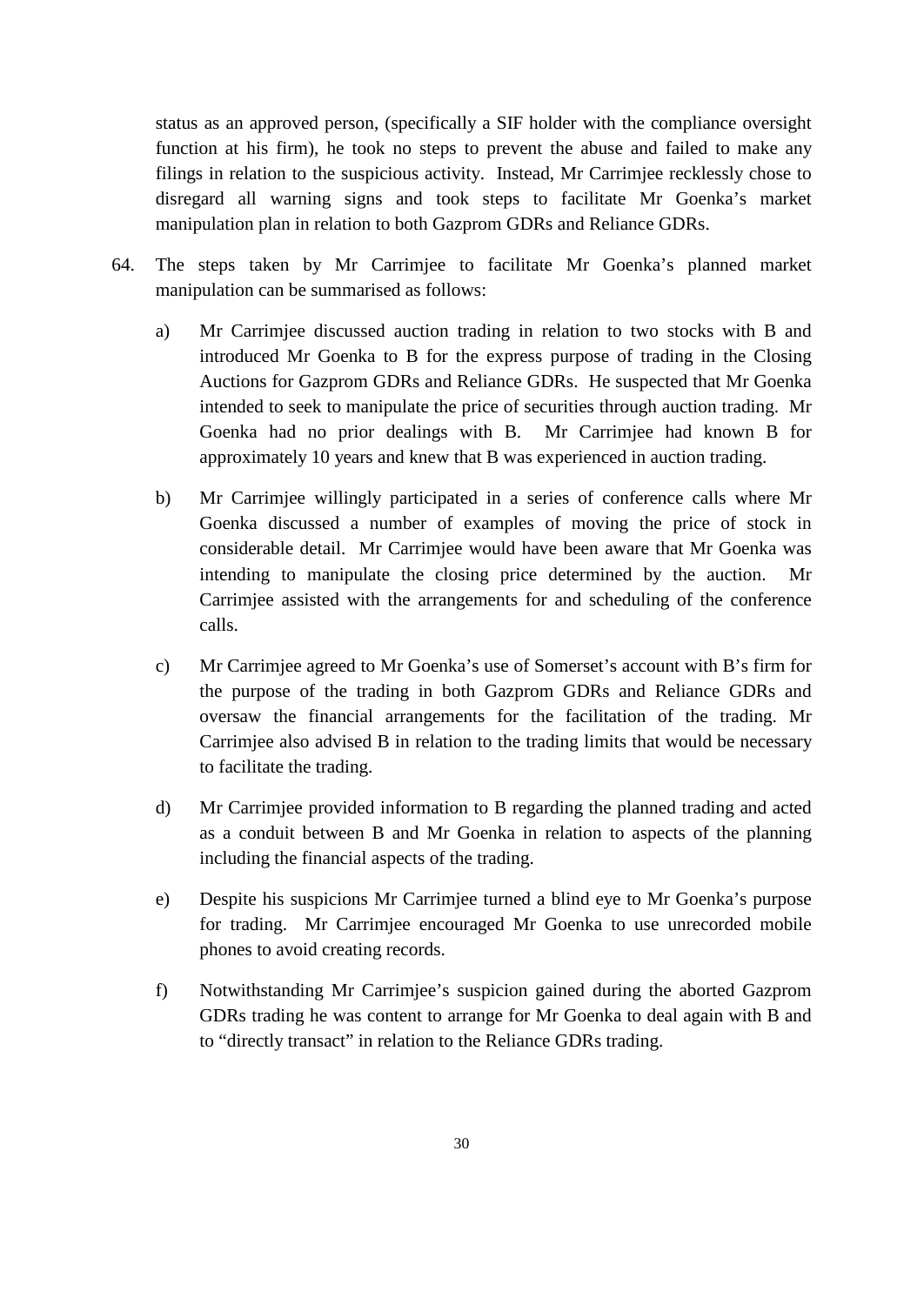status as an approved person, (specifically a SIF holder with the compliance oversight function at his firm), he took no steps to prevent the abuse and failed to make any filings in relation to the suspicious activity. Instead, Mr Carrimjee recklessly chose to disregard all warning signs and took steps to facilitate Mr Goenka's market manipulation plan in relation to both Gazprom GDRs and Reliance GDRs.

64. The steps taken by Mr Carrimjee to facilitate Mr Goenka's planned market manipulation can be summarised as follows:

   a) Mr Carrimjee discussed auction trading in relation to two stocks with B and introduced Mr Goenka to B for the express purpose of trading in the Closing Auctions for Gazprom GDRs and Reliance GDRs. He suspected that Mr Goenka intended to seek to manipulate the price of securities through auction trading. Mr Goenka had no prior dealings with B. Mr Carrimjee had known B for approximately 10 years and knew that B was experienced in auction trading.

   b) Mr Carrimjee willingly participated in a series of conference calls where Mr Goenka discussed a number of examples of moving the price of stock in considerable detail. Mr Carrimjee would have been aware that Mr Goenka was intending to manipulate the closing price determined by the auction. Mr Carrimjee assisted with the arrangements for and scheduling of the conference calls.

   c) Mr Carrimjee agreed to Mr Goenka's use of Somerset's account with B's firm for the purpose of the trading in both Gazprom GDRs and Reliance GDRs and oversaw the financial arrangements for the facilitation of the trading. Mr Carrimjee also advised B in relation to the trading limits that would be necessary to facilitate the trading.

   d) Mr Carrimjee provided information to B regarding the planned trading and acted as a conduit between B and Mr Goenka in relation to aspects of the planning including the financial aspects of the trading.

   e) Despite his suspicions Mr Carrimjee turned a blind eye to Mr Goenka's purpose for trading. Mr Carrimjee encouraged Mr Goenka to use unrecorded mobile phones to avoid creating records.

   f) Notwithstanding Mr Carrimjee's suspicion gained during the aborted Gazprom GDRs trading he was content to arrange for Mr Goenka to deal again with B and to "directly transact" in relation to the Reliance GDRs trading.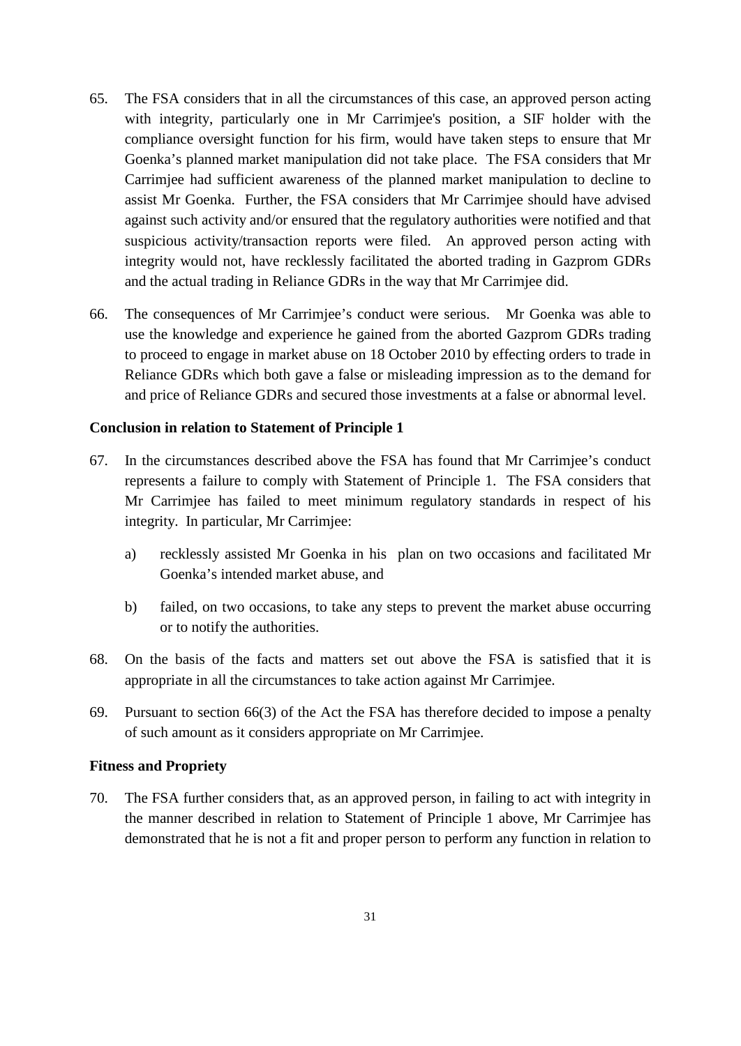65. The FSA considers that in all the circumstances of this case, an approved person acting with integrity, particularly one in Mr Carrimjee's position, a SIF holder with the compliance oversight function for his firm, would have taken steps to ensure that Mr Goenka's planned market manipulation did not take place. The FSA considers that Mr Carrimjee had sufficient awareness of the planned market manipulation to decline to assist Mr Goenka. Further, the FSA considers that Mr Carrimjee should have advised against such activity and/or ensured that the regulatory authorities were notified and that suspicious activity/transaction reports were filed. An approved person acting with integrity would not, have recklessly facilitated the aborted trading in Gazprom GDRs and the actual trading in Reliance GDRs in the way that Mr Carrimjee did.

66. The consequences of Mr Carrimjee's conduct were serious. Mr Goenka was able to use the knowledge and experience he gained from the aborted Gazprom GDRs trading to proceed to engage in market abuse on 18 October 2010 by effecting orders to trade in Reliance GDRs which both gave a false or misleading impression as to the demand for and price of Reliance GDRs and secured those investments at a false or abnormal level.

**Conclusion in relation to Statement of Principle 1**

67. In the circumstances described above the FSA has found that Mr Carrimjee's conduct represents a failure to comply with Statement of Principle 1. The FSA considers that Mr Carrimjee has failed to meet minimum regulatory standards in respect of his integrity. In particular, Mr Carrimjee:

    a) recklessly assisted Mr Goenka in his plan on two occasions and facilitated Mr Goenka's intended market abuse, and

    b) failed, on two occasions, to take any steps to prevent the market abuse occurring or to notify the authorities.

68. On the basis of the facts and matters set out above the FSA is satisfied that it is appropriate in all the circumstances to take action against Mr Carrimjee.

69. Pursuant to section 66(3) of the Act the FSA has therefore decided to impose a penalty of such amount as it considers appropriate on Mr Carrimjee.

**Fitness and Propriety**

70. The FSA further considers that, as an approved person, in failing to act with integrity in the manner described in relation to Statement of Principle 1 above, Mr Carrimjee has demonstrated that he is not a fit and proper person to perform any function in relation to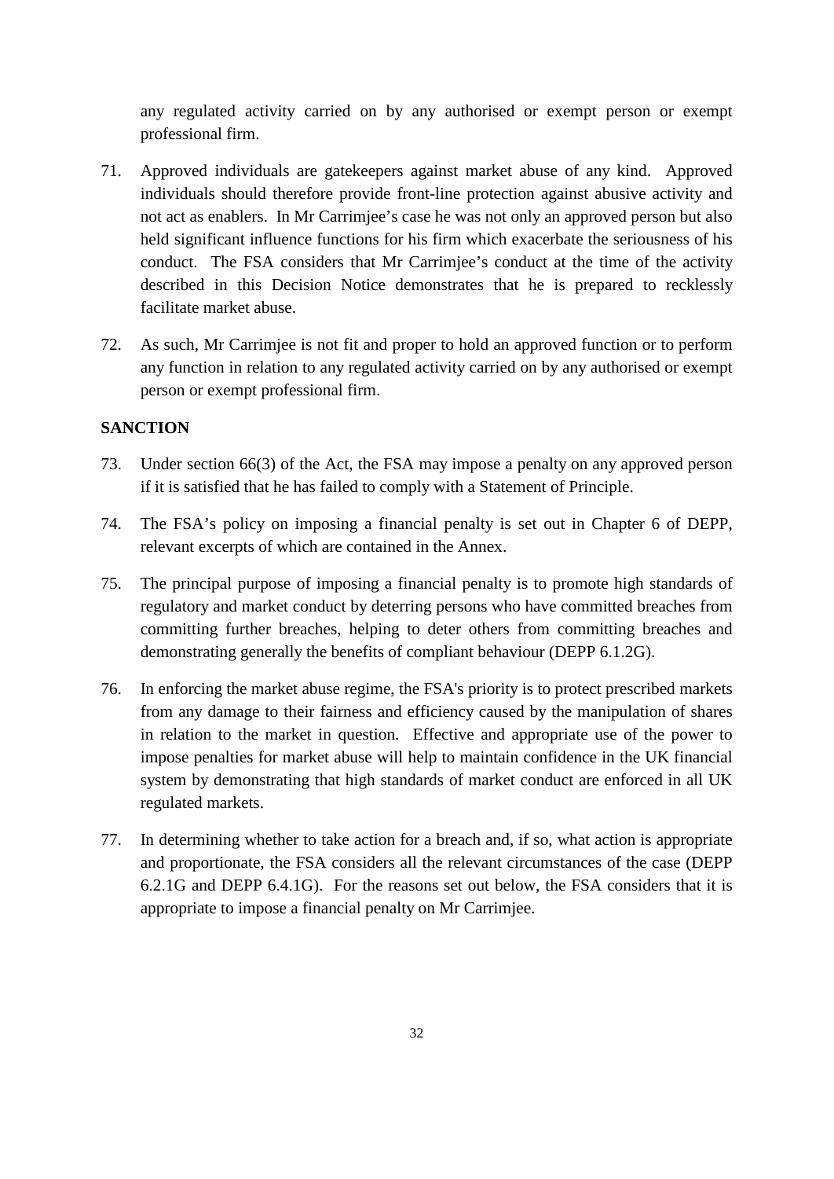any regulated activity carried on by any authorised or exempt person or exempt professional firm.

71. Approved individuals are gatekeepers against market abuse of any kind. Approved individuals should therefore provide front-line protection against abusive activity and not act as enablers. In Mr Carrimjee's case he was not only an approved person but also held significant influence functions for his firm which exacerbate the seriousness of his conduct. The FSA considers that Mr Carrimjee's conduct at the time of the activity described in this Decision Notice demonstrates that he is prepared to recklessly facilitate market abuse.

72. As such, Mr Carrimjee is not fit and proper to hold an approved function or to perform any function in relation to any regulated activity carried on by any authorised or exempt person or exempt professional firm.

**SANCTION**

73. Under section 66(3) of the Act, the FSA may impose a penalty on any approved person if it is satisfied that he has failed to comply with a Statement of Principle.

74. The FSA's policy on imposing a financial penalty is set out in Chapter 6 of DEPP, relevant excerpts of which are contained in the Annex.

75. The principal purpose of imposing a financial penalty is to promote high standards of regulatory and market conduct by deterring persons who have committed breaches from committing further breaches, helping to deter others from committing breaches and demonstrating generally the benefits of compliant behaviour (DEPP 6.1.2G).

76. In enforcing the market abuse regime, the FSA's priority is to protect prescribed markets from any damage to their fairness and efficiency caused by the manipulation of shares in relation to the market in question. Effective and appropriate use of the power to impose penalties for market abuse will help to maintain confidence in the UK financial system by demonstrating that high standards of market conduct are enforced in all UK regulated markets.

77. In determining whether to take action for a breach and, if so, what action is appropriate and proportionate, the FSA considers all the relevant circumstances of the case (DEPP 6.2.1G and DEPP 6.4.1G). For the reasons set out below, the FSA considers that it is appropriate to impose a financial penalty on Mr Carrimjee.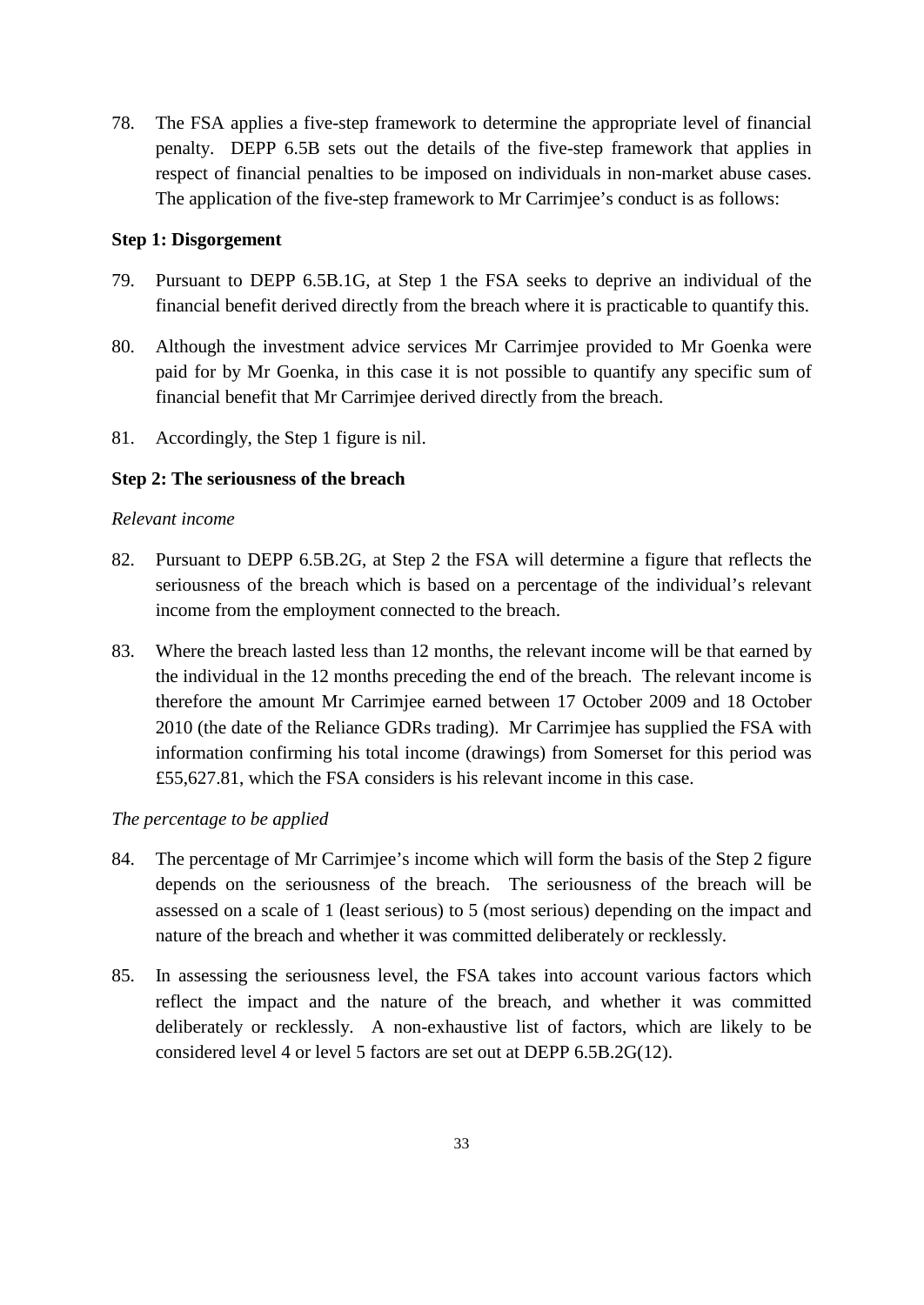78. The FSA applies a five-step framework to determine the appropriate level of financial penalty. DEPP 6.5B sets out the details of the five-step framework that applies in respect of financial penalties to be imposed on individuals in non-market abuse cases. The application of the five-step framework to Mr Carrimjee's conduct is as follows:

**Step 1: Disgorgement**

79. Pursuant to DEPP 6.5B.1G, at Step 1 the FSA seeks to deprive an individual of the financial benefit derived directly from the breach where it is practicable to quantify this.

80. Although the investment advice services Mr Carrimjee provided to Mr Goenka were paid for by Mr Goenka, in this case it is not possible to quantify any specific sum of financial benefit that Mr Carrimjee derived directly from the breach.

81. Accordingly, the Step 1 figure is nil.

**Step 2: The seriousness of the breach**

*Relevant income*

82. Pursuant to DEPP 6.5B.2G, at Step 2 the FSA will determine a figure that reflects the seriousness of the breach which is based on a percentage of the individual's relevant income from the employment connected to the breach.

83. Where the breach lasted less than 12 months, the relevant income will be that earned by the individual in the 12 months preceding the end of the breach. The relevant income is therefore the amount Mr Carrimjee earned between 17 October 2009 and 18 October 2010 (the date of the Reliance GDRs trading). Mr Carrimjee has supplied the FSA with information confirming his total income (drawings) from Somerset for this period was £55,627.81, which the FSA considers is his relevant income in this case.

*The percentage to be applied*

84. The percentage of Mr Carrimjee's income which will form the basis of the Step 2 figure depends on the seriousness of the breach. The seriousness of the breach will be assessed on a scale of 1 (least serious) to 5 (most serious) depending on the impact and nature of the breach and whether it was committed deliberately or recklessly.

85. In assessing the seriousness level, the FSA takes into account various factors which reflect the impact and the nature of the breach, and whether it was committed deliberately or recklessly. A non-exhaustive list of factors, which are likely to be considered level 4 or level 5 factors are set out at DEPP 6.5B.2G(12).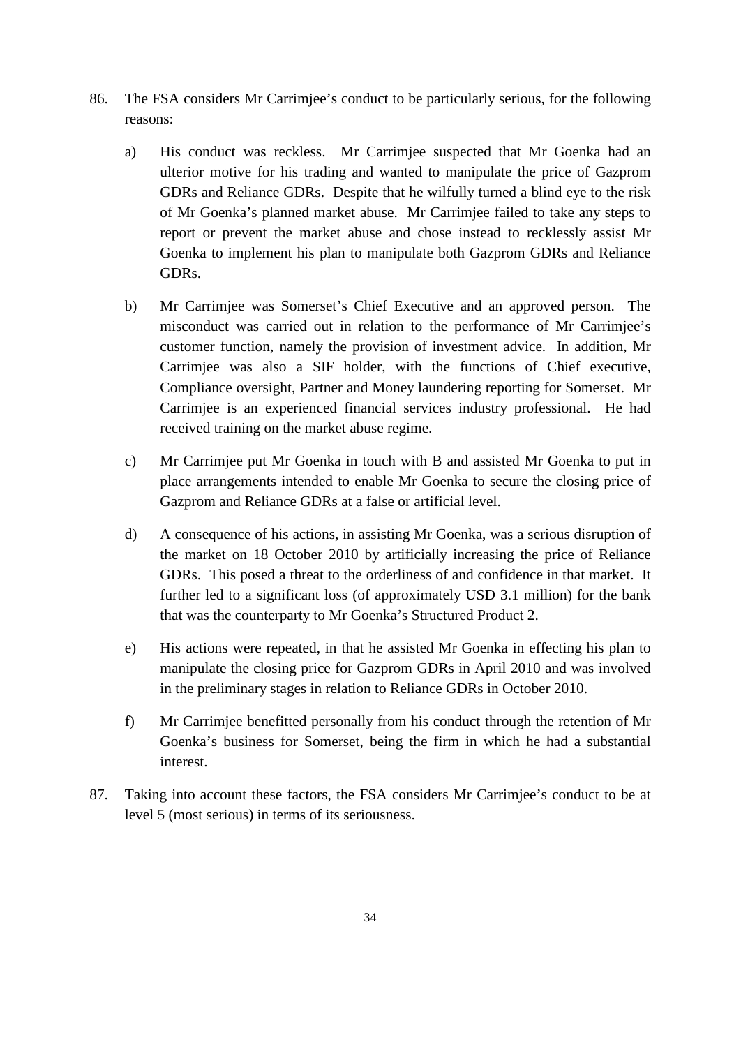86. The FSA considers Mr Carrimjee's conduct to be particularly serious, for the following reasons:

   a) His conduct was reckless. Mr Carrimjee suspected that Mr Goenka had an ulterior motive for his trading and wanted to manipulate the price of Gazprom GDRs and Reliance GDRs. Despite that he wilfully turned a blind eye to the risk of Mr Goenka's planned market abuse. Mr Carrimjee failed to take any steps to report or prevent the market abuse and chose instead to recklessly assist Mr Goenka to implement his plan to manipulate both Gazprom GDRs and Reliance GDRs.

   b) Mr Carrimjee was Somerset's Chief Executive and an approved person. The misconduct was carried out in relation to the performance of Mr Carrimjee's customer function, namely the provision of investment advice. In addition, Mr Carrimjee was also a SIF holder, with the functions of Chief executive, Compliance oversight, Partner and Money laundering reporting for Somerset. Mr Carrimjee is an experienced financial services industry professional. He had received training on the market abuse regime.

   c) Mr Carrimjee put Mr Goenka in touch with B and assisted Mr Goenka to put in place arrangements intended to enable Mr Goenka to secure the closing price of Gazprom and Reliance GDRs at a false or artificial level.

   d) A consequence of his actions, in assisting Mr Goenka, was a serious disruption of the market on 18 October 2010 by artificially increasing the price of Reliance GDRs. This posed a threat to the orderliness of and confidence in that market. It further led to a significant loss (of approximately USD 3.1 million) for the bank that was the counterparty to Mr Goenka's Structured Product 2.

   e) His actions were repeated, in that he assisted Mr Goenka in effecting his plan to manipulate the closing price for Gazprom GDRs in April 2010 and was involved in the preliminary stages in relation to Reliance GDRs in October 2010.

   f) Mr Carrimjee benefitted personally from his conduct through the retention of Mr Goenka's business for Somerset, being the firm in which he had a substantial interest.

87. Taking into account these factors, the FSA considers Mr Carrimjee's conduct to be at level 5 (most serious) in terms of its seriousness.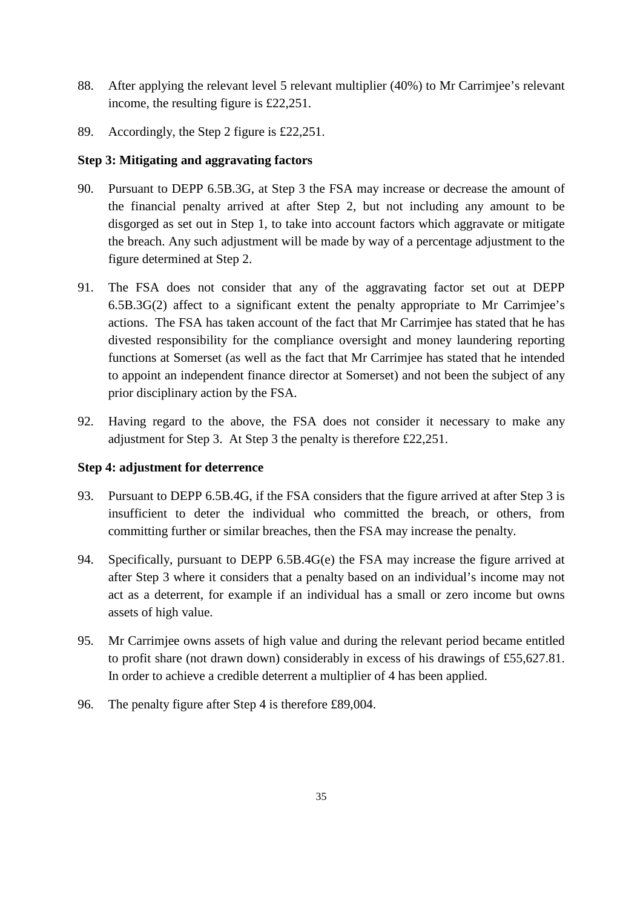88. After applying the relevant level 5 relevant multiplier (40%) to Mr Carrimjee's relevant income, the resulting figure is £22,251.

89. Accordingly, the Step 2 figure is £22,251.

**Step 3: Mitigating and aggravating factors**

90. Pursuant to DEPP 6.5B.3G, at Step 3 the FSA may increase or decrease the amount of the financial penalty arrived at after Step 2, but not including any amount to be disgorged as set out in Step 1, to take into account factors which aggravate or mitigate the breach. Any such adjustment will be made by way of a percentage adjustment to the figure determined at Step 2.

91. The FSA does not consider that any of the aggravating factor set out at DEPP 6.5B.3G(2) affect to a significant extent the penalty appropriate to Mr Carrimjee's actions. The FSA has taken account of the fact that Mr Carrimjee has stated that he has divested responsibility for the compliance oversight and money laundering reporting functions at Somerset (as well as the fact that Mr Carrimjee has stated that he intended to appoint an independent finance director at Somerset) and not been the subject of any prior disciplinary action by the FSA.

92. Having regard to the above, the FSA does not consider it necessary to make any adjustment for Step 3. At Step 3 the penalty is therefore £22,251.

**Step 4: adjustment for deterrence**

93. Pursuant to DEPP 6.5B.4G, if the FSA considers that the figure arrived at after Step 3 is insufficient to deter the individual who committed the breach, or others, from committing further or similar breaches, then the FSA may increase the penalty.

94. Specifically, pursuant to DEPP 6.5B.4G(e) the FSA may increase the figure arrived at after Step 3 where it considers that a penalty based on an individual's income may not act as a deterrent, for example if an individual has a small or zero income but owns assets of high value.

95. Mr Carrimjee owns assets of high value and during the relevant period became entitled to profit share (not drawn down) considerably in excess of his drawings of £55,627.81. In order to achieve a credible deterrent a multiplier of 4 has been applied.

96. The penalty figure after Step 4 is therefore £89,004.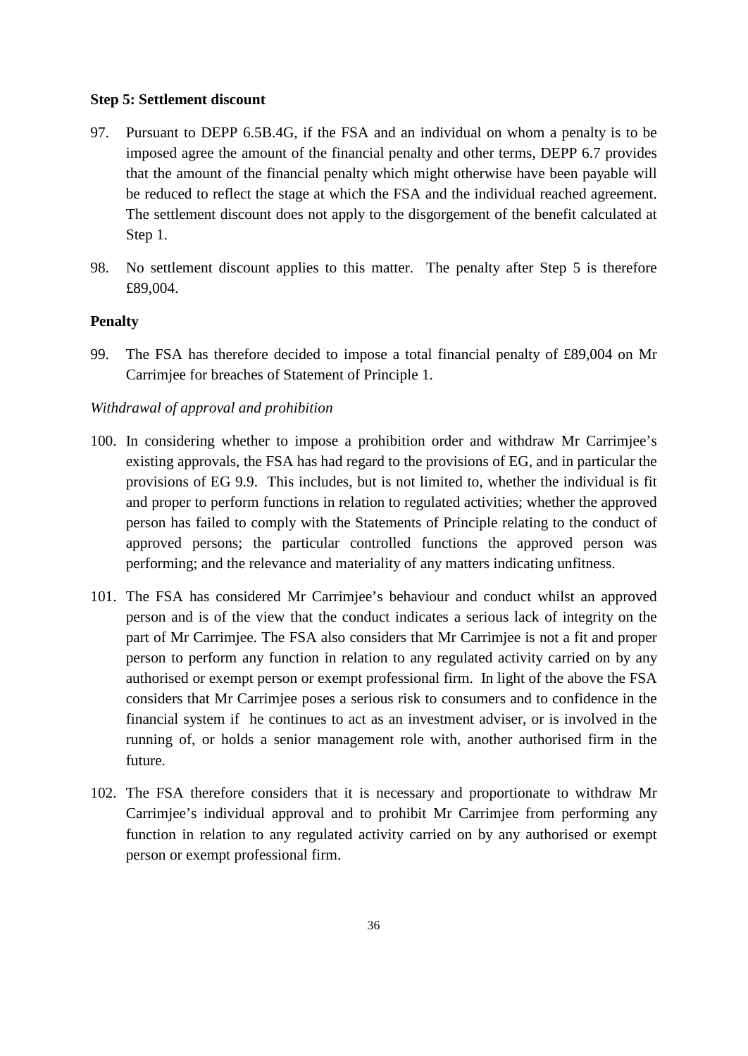**Step 5: Settlement discount**

97. Pursuant to DEPP 6.5B.4G, if the FSA and an individual on whom a penalty is to be imposed agree the amount of the financial penalty and other terms, DEPP 6.7 provides that the amount of the financial penalty which might otherwise have been payable will be reduced to reflect the stage at which the FSA and the individual reached agreement. The settlement discount does not apply to the disgorgement of the benefit calculated at Step 1.

98. No settlement discount applies to this matter. The penalty after Step 5 is therefore £89,004.

**Penalty**

99. The FSA has therefore decided to impose a total financial penalty of £89,004 on Mr Carrimjee for breaches of Statement of Principle 1.

*Withdrawal of approval and prohibition*

100. In considering whether to impose a prohibition order and withdraw Mr Carrimjee's existing approvals, the FSA has had regard to the provisions of EG, and in particular the provisions of EG 9.9. This includes, but is not limited to, whether the individual is fit and proper to perform functions in relation to regulated activities; whether the approved person has failed to comply with the Statements of Principle relating to the conduct of approved persons; the particular controlled functions the approved person was performing; and the relevance and materiality of any matters indicating unfitness.

101. The FSA has considered Mr Carrimjee's behaviour and conduct whilst an approved person and is of the view that the conduct indicates a serious lack of integrity on the part of Mr Carrimjee. The FSA also considers that Mr Carrimjee is not a fit and proper person to perform any function in relation to any regulated activity carried on by any authorised or exempt person or exempt professional firm. In light of the above the FSA considers that Mr Carrimjee poses a serious risk to consumers and to confidence in the financial system if he continues to act as an investment adviser, or is involved in the running of, or holds a senior management role with, another authorised firm in the future.

102. The FSA therefore considers that it is necessary and proportionate to withdraw Mr Carrimjee's individual approval and to prohibit Mr Carrimjee from performing any function in relation to any regulated activity carried on by any authorised or exempt person or exempt professional firm.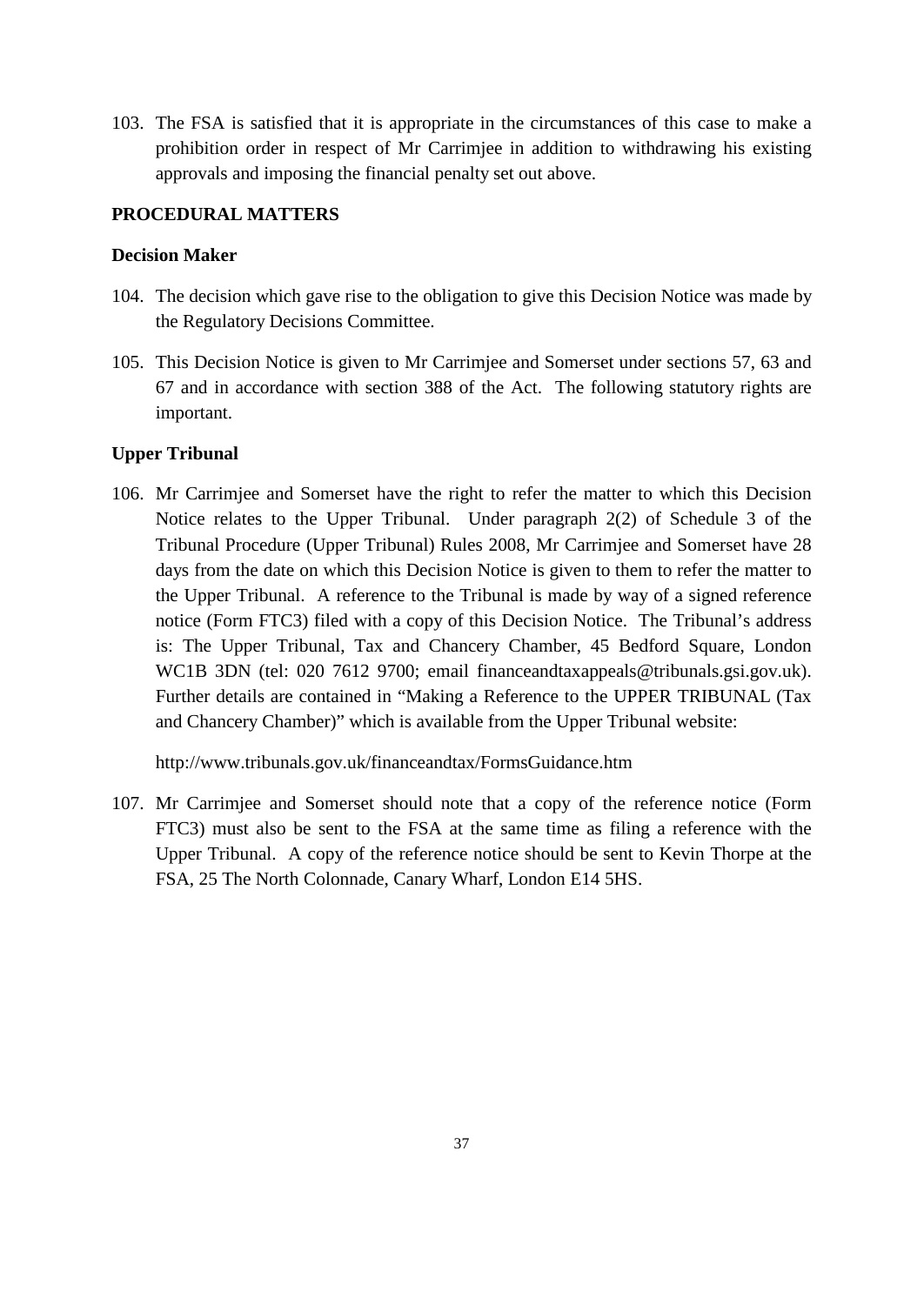103. The FSA is satisfied that it is appropriate in the circumstances of this case to make a prohibition order in respect of Mr Carrimjee in addition to withdrawing his existing approvals and imposing the financial penalty set out above.

## PROCEDURAL MATTERS

### Decision Maker

104. The decision which gave rise to the obligation to give this Decision Notice was made by the Regulatory Decisions Committee.

105. This Decision Notice is given to Mr Carrimjee and Somerset under sections 57, 63 and 67 and in accordance with section 388 of the Act. The following statutory rights are important.

### Upper Tribunal

106. Mr Carrimjee and Somerset have the right to refer the matter to which this Decision Notice relates to the Upper Tribunal. Under paragraph 2(2) of Schedule 3 of the Tribunal Procedure (Upper Tribunal) Rules 2008, Mr Carrimjee and Somerset have 28 days from the date on which this Decision Notice is given to them to refer the matter to the Upper Tribunal. A reference to the Tribunal is made by way of a signed reference notice (Form FTC3) filed with a copy of this Decision Notice. The Tribunal's address is: The Upper Tribunal, Tax and Chancery Chamber, 45 Bedford Square, London WC1B 3DN (tel: 020 7612 9700; email financeandtaxappeals@tribunals.gsi.gov.uk). Further details are contained in "Making a Reference to the UPPER TRIBUNAL (Tax and Chancery Chamber)" which is available from the Upper Tribunal website:

    http://www.tribunals.gov.uk/financeandtax/FormsGuidance.htm

107. Mr Carrimjee and Somerset should note that a copy of the reference notice (Form FTC3) must also be sent to the FSA at the same time as filing a reference with the Upper Tribunal. A copy of the reference notice should be sent to Kevin Thorpe at the FSA, 25 The North Colonnade, Canary Wharf, London E14 5HS.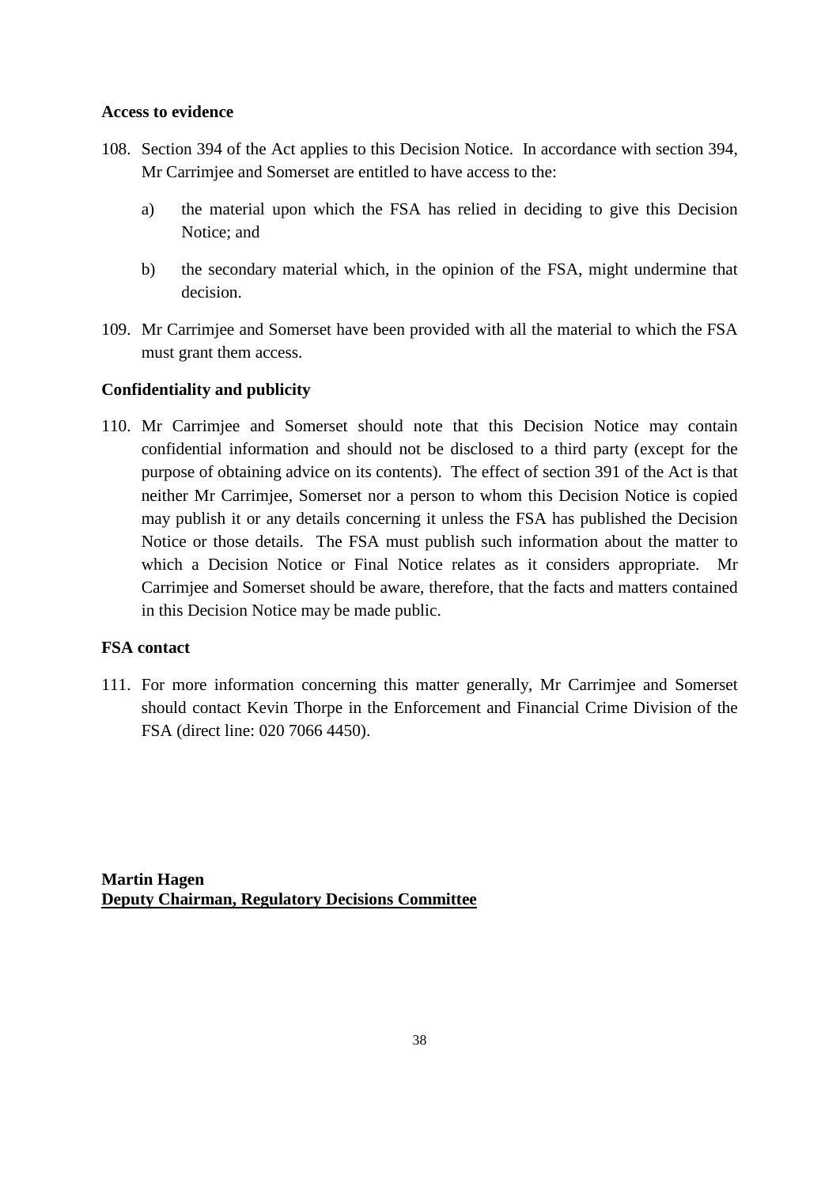**Access to evidence**

108. Section 394 of the Act applies to this Decision Notice. In accordance with section 394, Mr Carrimjee and Somerset are entitled to have access to the:

   a) the material upon which the FSA has relied in deciding to give this Decision Notice; and

   b) the secondary material which, in the opinion of the FSA, might undermine that decision.

109. Mr Carrimjee and Somerset have been provided with all the material to which the FSA must grant them access.

**Confidentiality and publicity**

110. Mr Carrimjee and Somerset should note that this Decision Notice may contain confidential information and should not be disclosed to a third party (except for the purpose of obtaining advice on its contents). The effect of section 391 of the Act is that neither Mr Carrimjee, Somerset nor a person to whom this Decision Notice is copied may publish it or any details concerning it unless the FSA has published the Decision Notice or those details. The FSA must publish such information about the matter to which a Decision Notice or Final Notice relates as it considers appropriate. Mr Carrimjee and Somerset should be aware, therefore, that the facts and matters contained in this Decision Notice may be made public.

**FSA contact**

111. For more information concerning this matter generally, Mr Carrimjee and Somerset should contact Kevin Thorpe in the Enforcement and Financial Crime Division of the FSA (direct line: 020 7066 4450).

**Martin Hagen**
**Deputy Chairman, Regulatory Decisions Committee**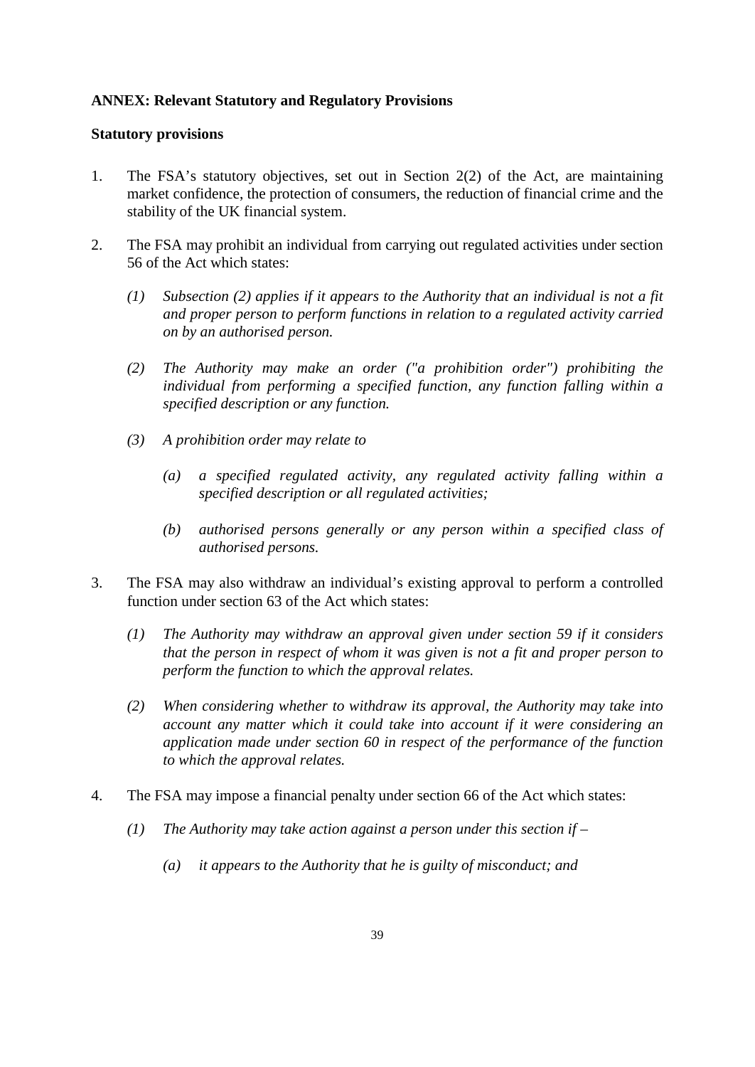**ANNEX: Relevant Statutory and Regulatory Provisions**

**Statutory provisions**

1. The FSA's statutory objectives, set out in Section 2(2) of the Act, are maintaining market confidence, the protection of consumers, the reduction of financial crime and the stability of the UK financial system.

2. The FSA may prohibit an individual from carrying out regulated activities under section 56 of the Act which states:

   *(1) Subsection (2) applies if it appears to the Authority that an individual is not a fit and proper person to perform functions in relation to a regulated activity carried on by an authorised person.*

   *(2) The Authority may make an order ("a prohibition order") prohibiting the individual from performing a specified function, any function falling within a specified description or any function.*

   *(3) A prohibition order may relate to*

   *(a) a specified regulated activity, any regulated activity falling within a specified description or all regulated activities;*

   *(b) authorised persons generally or any person within a specified class of authorised persons.*

3. The FSA may also withdraw an individual's existing approval to perform a controlled function under section 63 of the Act which states:

   *(1) The Authority may withdraw an approval given under section 59 if it considers that the person in respect of whom it was given is not a fit and proper person to perform the function to which the approval relates.*

   *(2) When considering whether to withdraw its approval, the Authority may take into account any matter which it could take into account if it were considering an application made under section 60 in respect of the performance of the function to which the approval relates.*

4. The FSA may impose a financial penalty under section 66 of the Act which states:

   *(1) The Authority may take action against a person under this section if –*

   *(a) it appears to the Authority that he is guilty of misconduct; and*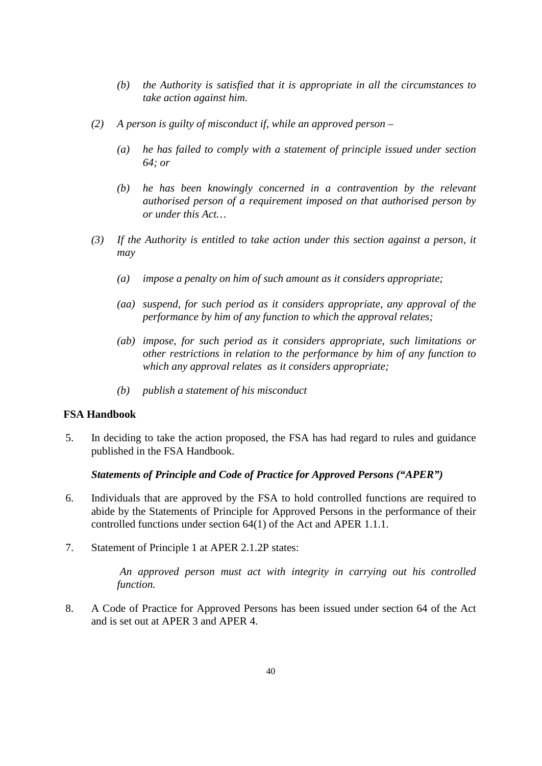*(b)* *the Authority is satisfied that it is appropriate in all the circumstances to take action against him.*

*(2)* *A person is guilty of misconduct if, while an approved person –*

*(a)* *he has failed to comply with a statement of principle issued under section 64; or*

*(b)* *he has been knowingly concerned in a contravention by the relevant authorised person of a requirement imposed on that authorised person by or under this Act…*

*(3)* *If the Authority is entitled to take action under this section against a person, it may*

*(a)* *impose a penalty on him of such amount as it considers appropriate;*

*(aa)* *suspend, for such period as it considers appropriate, any approval of the performance by him of any function to which the approval relates;*

*(ab)* *impose, for such period as it considers appropriate, such limitations or other restrictions in relation to the performance by him of any function to which any approval relates as it considers appropriate;*

*(b)* *publish a statement of his misconduct*

**FSA Handbook**

5. In deciding to take the action proposed, the FSA has had regard to rules and guidance published in the FSA Handbook.

***Statements of Principle and Code of Practice for Approved Persons ("APER")***

6. Individuals that are approved by the FSA to hold controlled functions are required to abide by the Statements of Principle for Approved Persons in the performance of their controlled functions under section 64(1) of the Act and APER 1.1.1.

7. Statement of Principle 1 at APER 2.1.2P states:

    *An approved person must act with integrity in carrying out his controlled function.*

8. A Code of Practice for Approved Persons has been issued under section 64 of the Act and is set out at APER 3 and APER 4.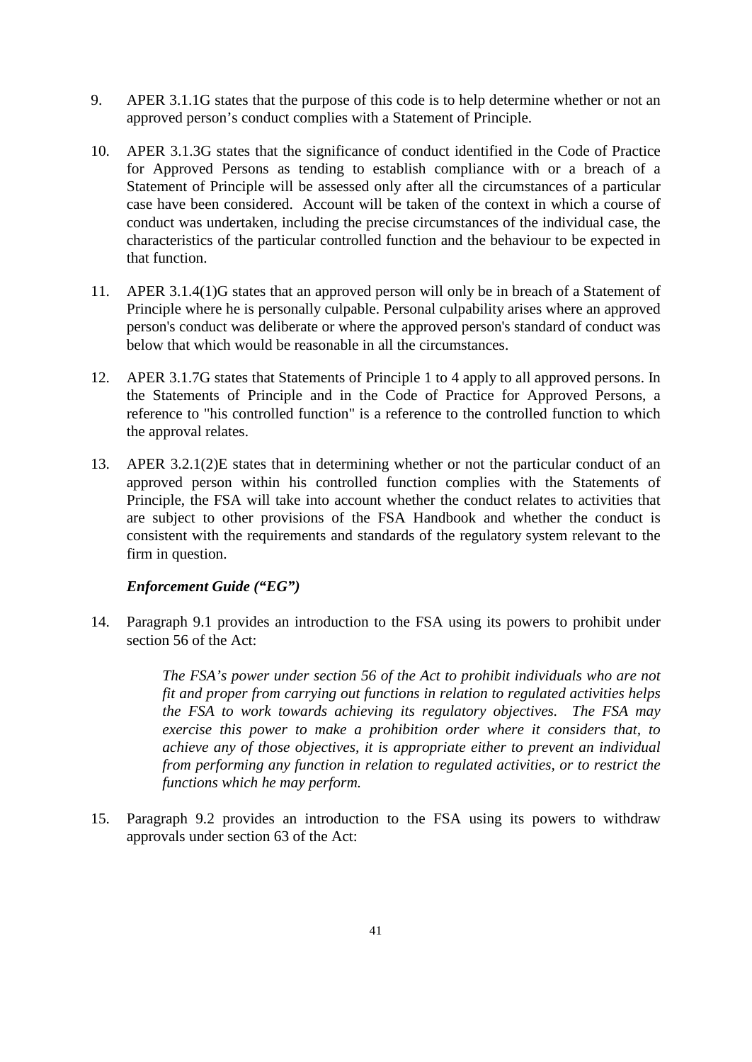9. APER 3.1.1G states that the purpose of this code is to help determine whether or not an approved person's conduct complies with a Statement of Principle.

10. APER 3.1.3G states that the significance of conduct identified in the Code of Practice for Approved Persons as tending to establish compliance with or a breach of a Statement of Principle will be assessed only after all the circumstances of a particular case have been considered. Account will be taken of the context in which a course of conduct was undertaken, including the precise circumstances of the individual case, the characteristics of the particular controlled function and the behaviour to be expected in that function.

11. APER 3.1.4(1)G states that an approved person will only be in breach of a Statement of Principle where he is personally culpable. Personal culpability arises where an approved person's conduct was deliberate or where the approved person's standard of conduct was below that which would be reasonable in all the circumstances.

12. APER 3.1.7G states that Statements of Principle 1 to 4 apply to all approved persons. In the Statements of Principle and in the Code of Practice for Approved Persons, a reference to "his controlled function" is a reference to the controlled function to which the approval relates.

13. APER 3.2.1(2)E states that in determining whether or not the particular conduct of an approved person within his controlled function complies with the Statements of Principle, the FSA will take into account whether the conduct relates to activities that are subject to other provisions of the FSA Handbook and whether the conduct is consistent with the requirements and standards of the regulatory system relevant to the firm in question.

***Enforcement Guide ("EG")***

14. Paragraph 9.1 provides an introduction to the FSA using its powers to prohibit under section 56 of the Act:

> *The FSA's power under section 56 of the Act to prohibit individuals who are not fit and proper from carrying out functions in relation to regulated activities helps the FSA to work towards achieving its regulatory objectives. The FSA may exercise this power to make a prohibition order where it considers that, to achieve any of those objectives, it is appropriate either to prevent an individual from performing any function in relation to regulated activities, or to restrict the functions which he may perform.*

15. Paragraph 9.2 provides an introduction to the FSA using its powers to withdraw approvals under section 63 of the Act: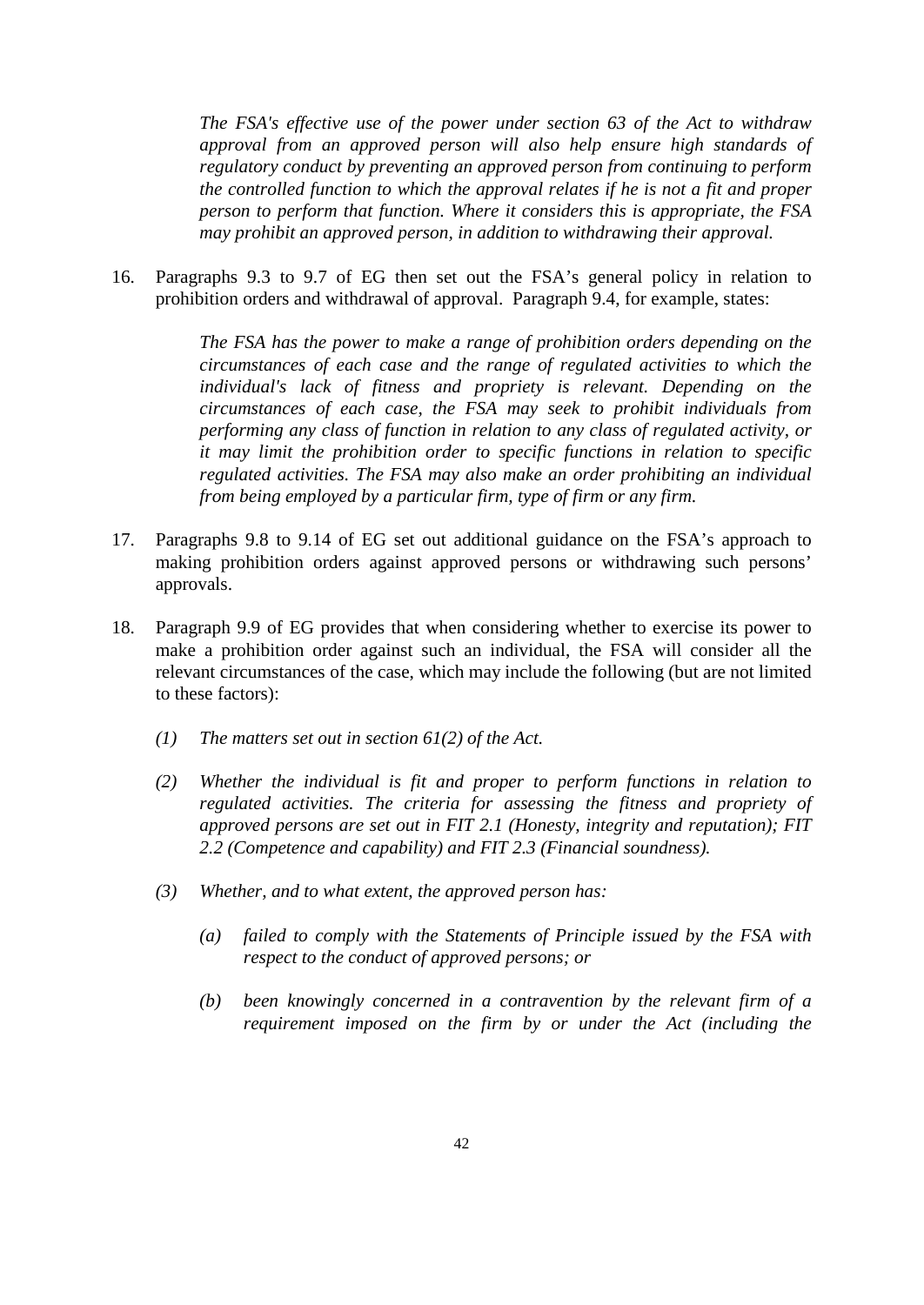*The FSA's effective use of the power under section 63 of the Act to withdraw approval from an approved person will also help ensure high standards of regulatory conduct by preventing an approved person from continuing to perform the controlled function to which the approval relates if he is not a fit and proper person to perform that function. Where it considers this is appropriate, the FSA may prohibit an approved person, in addition to withdrawing their approval.*

16. Paragraphs 9.3 to 9.7 of EG then set out the FSA's general policy in relation to prohibition orders and withdrawal of approval. Paragraph 9.4, for example, states:

    *The FSA has the power to make a range of prohibition orders depending on the circumstances of each case and the range of regulated activities to which the individual's lack of fitness and propriety is relevant. Depending on the circumstances of each case, the FSA may seek to prohibit individuals from performing any class of function in relation to any class of regulated activity, or it may limit the prohibition order to specific functions in relation to specific regulated activities. The FSA may also make an order prohibiting an individual from being employed by a particular firm, type of firm or any firm.*

17. Paragraphs 9.8 to 9.14 of EG set out additional guidance on the FSA's approach to making prohibition orders against approved persons or withdrawing such persons' approvals.

18. Paragraph 9.9 of EG provides that when considering whether to exercise its power to make a prohibition order against such an individual, the FSA will consider all the relevant circumstances of the case, which may include the following (but are not limited to these factors):

    *(1) The matters set out in section 61(2) of the Act.*

    *(2) Whether the individual is fit and proper to perform functions in relation to regulated activities. The criteria for assessing the fitness and propriety of approved persons are set out in FIT 2.1 (Honesty, integrity and reputation); FIT 2.2 (Competence and capability) and FIT 2.3 (Financial soundness).*

    *(3) Whether, and to what extent, the approved person has:*

    *(a) failed to comply with the Statements of Principle issued by the FSA with respect to the conduct of approved persons; or*

    *(b) been knowingly concerned in a contravention by the relevant firm of a requirement imposed on the firm by or under the Act (including the*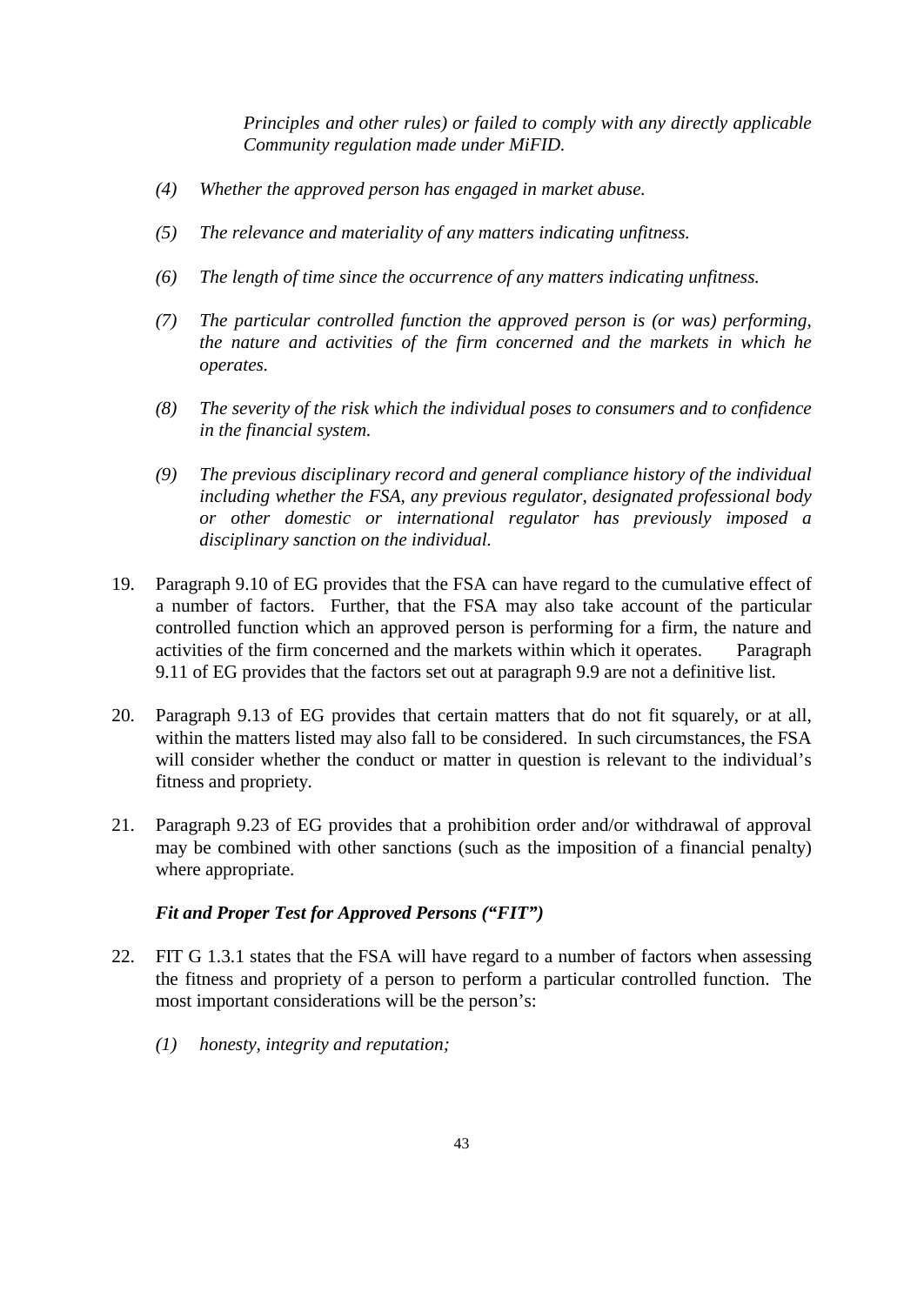*Principles and other rules) or failed to comply with any directly applicable Community regulation made under MiFID.*

*(4) Whether the approved person has engaged in market abuse.*

*(5) The relevance and materiality of any matters indicating unfitness.*

*(6) The length of time since the occurrence of any matters indicating unfitness.*

*(7) The particular controlled function the approved person is (or was) performing, the nature and activities of the firm concerned and the markets in which he operates.*

*(8) The severity of the risk which the individual poses to consumers and to confidence in the financial system.*

*(9) The previous disciplinary record and general compliance history of the individual including whether the FSA, any previous regulator, designated professional body or other domestic or international regulator has previously imposed a disciplinary sanction on the individual.*

19. Paragraph 9.10 of EG provides that the FSA can have regard to the cumulative effect of a number of factors. Further, that the FSA may also take account of the particular controlled function which an approved person is performing for a firm, the nature and activities of the firm concerned and the markets within which it operates. Paragraph 9.11 of EG provides that the factors set out at paragraph 9.9 are not a definitive list.

20. Paragraph 9.13 of EG provides that certain matters that do not fit squarely, or at all, within the matters listed may also fall to be considered. In such circumstances, the FSA will consider whether the conduct or matter in question is relevant to the individual's fitness and propriety.

21. Paragraph 9.23 of EG provides that a prohibition order and/or withdrawal of approval may be combined with other sanctions (such as the imposition of a financial penalty) where appropriate.

***Fit and Proper Test for Approved Persons ("FIT")***

22. FIT G 1.3.1 states that the FSA will have regard to a number of factors when assessing the fitness and propriety of a person to perform a particular controlled function. The most important considerations will be the person's:

*(1) honesty, integrity and reputation;*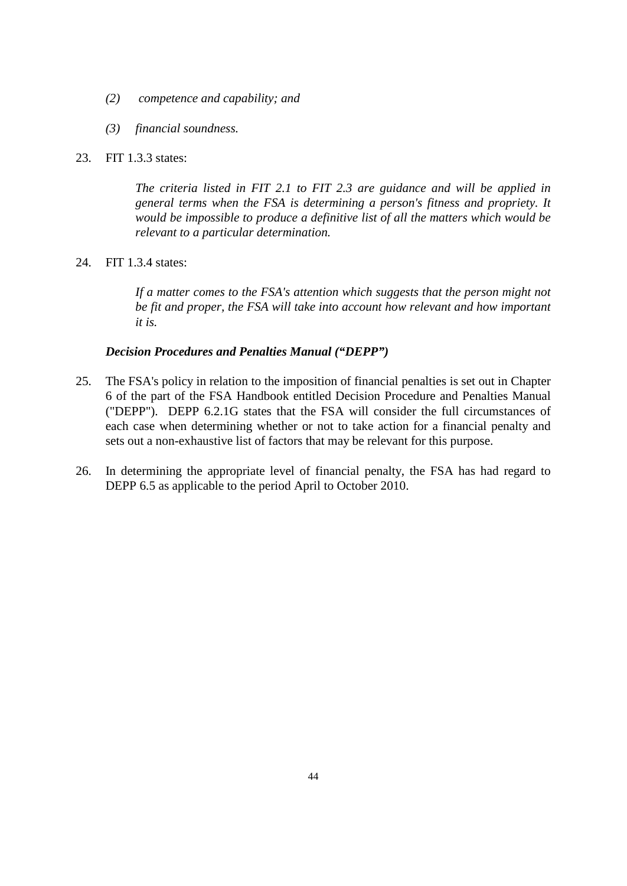*(2)* *competence and capability; and*

*(3)* *financial soundness.*

23. FIT 1.3.3 states:

 *The criteria listed in FIT 2.1 to FIT 2.3 are guidance and will be applied in general terms when the FSA is determining a person's fitness and propriety. It would be impossible to produce a definitive list of all the matters which would be relevant to a particular determination.*

24. FIT 1.3.4 states:

 *If a matter comes to the FSA's attention which suggests that the person might not be fit and proper, the FSA will take into account how relevant and how important it is.*

***Decision Procedures and Penalties Manual ("DEPP")***

25. The FSA's policy in relation to the imposition of financial penalties is set out in Chapter 6 of the part of the FSA Handbook entitled Decision Procedure and Penalties Manual ("DEPP"). DEPP 6.2.1G states that the FSA will consider the full circumstances of each case when determining whether or not to take action for a financial penalty and sets out a non-exhaustive list of factors that may be relevant for this purpose.

26. In determining the appropriate level of financial penalty, the FSA has had regard to DEPP 6.5 as applicable to the period April to October 2010.